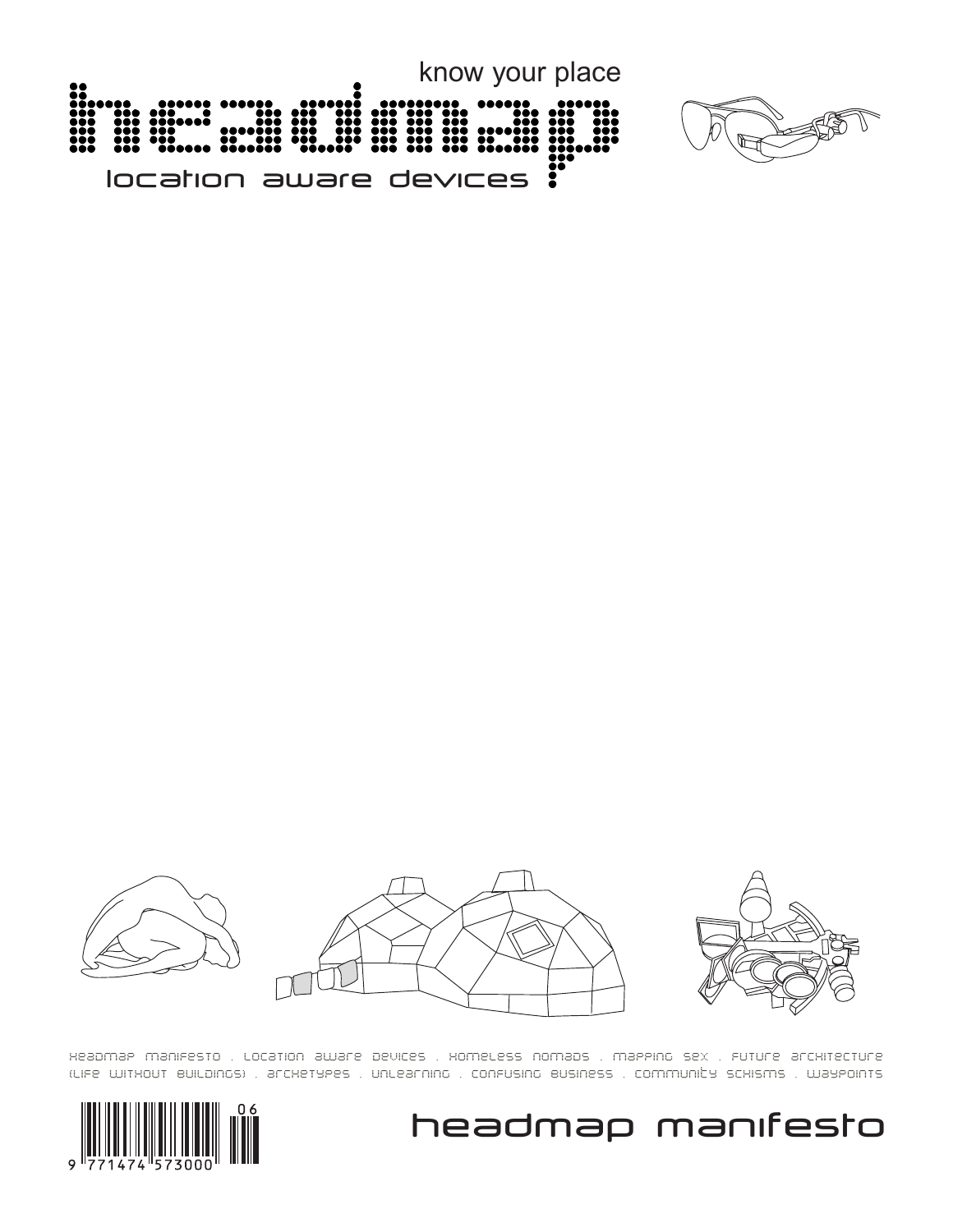know your place

# headmap

location aware devices

headmap manifesto . location aware devices . homeless nomads . mapping sex . future architecture (life without buildings) . archetypes . unlearning . confusing business . community schisms . waypoints

9 771474 573000 06

# headmap manifesto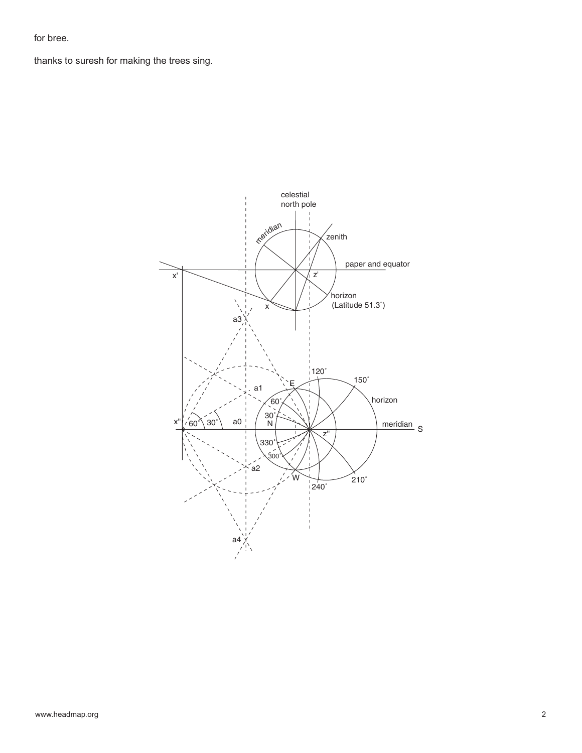for bree.

thanks to suresh for making the trees sing.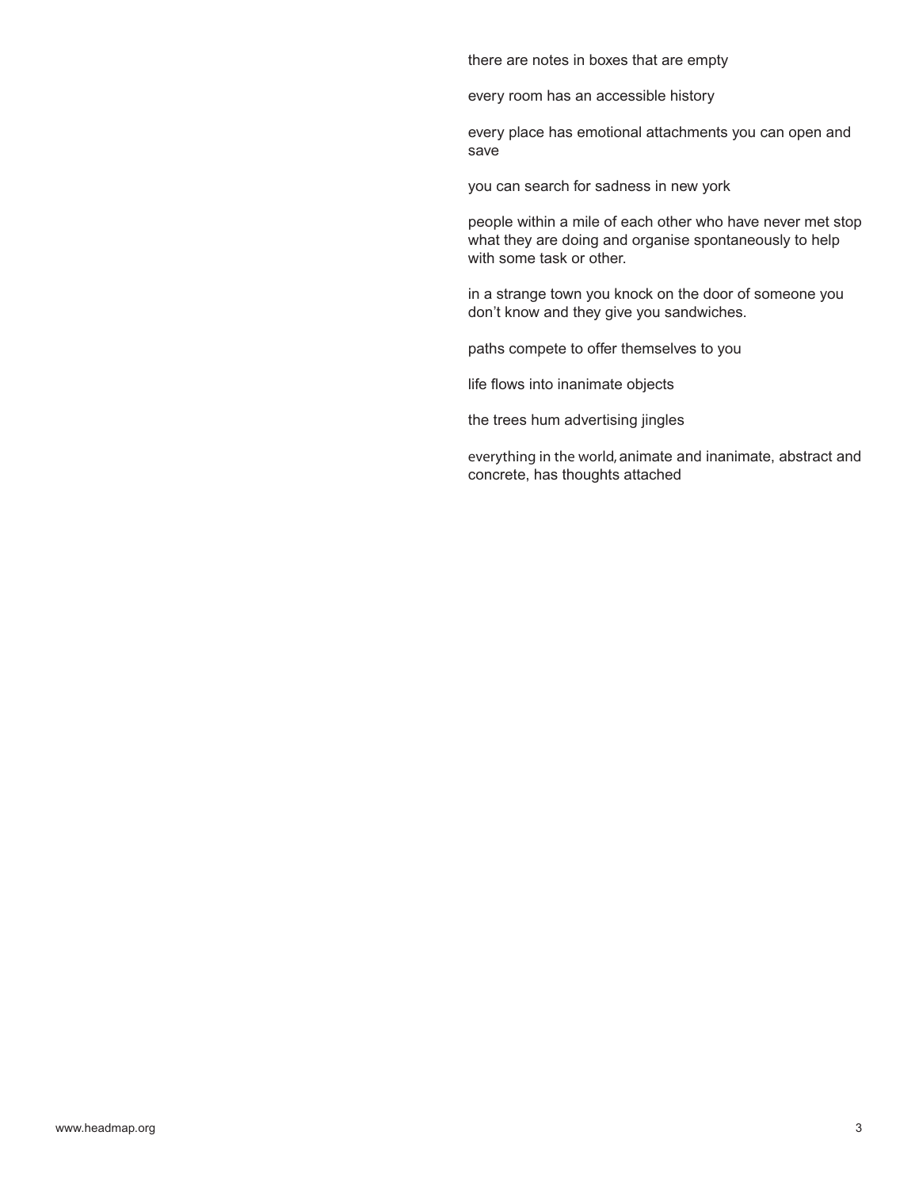there are notes in boxes that are empty

every room has an accessible history

every place has emotional attachments you can open and save

you can search for sadness in new york

people within a mile of each other who have never met stop what they are doing and organise spontaneously to help with some task or other.

in a strange town you knock on the door of someone you don't know and they give you sandwiches.

paths compete to offer themselves to you

life flows into inanimate objects

the trees hum advertising jingles

everything in the world, animate and inanimate, abstract and concrete, has thoughts attached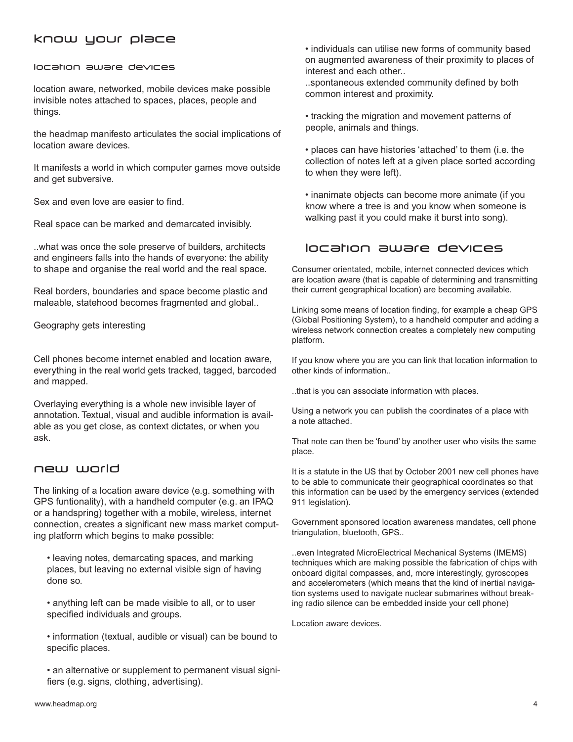# know your place

## location aware devices

location aware, networked, mobile devices make possible invisible notes attached to spaces, places, people and things.

the headmap manifesto articulates the social implications of location aware devices.

It manifests a world in which computer games move outside and get subversive.

Sex and even love are easier to find.

Real space can be marked and demarcated invisibly.

..what was once the sole preserve of builders, architects and engineers falls into the hands of everyone: the ability to shape and organise the real world and the real space.

Real borders, boundaries and space become plastic and maleable, statehood becomes fragmented and global..

Geography gets interesting

Cell phones become internet enabled and location aware, everything in the real world gets tracked, tagged, barcoded and mapped.

Overlaying everything is a whole new invisible layer of annotation. Textual, visual and audible information is available as you get close, as context dictates, or when you ask.

## new world

The linking of a location aware device (e.g. something with GPS funtionality), with a handheld computer (e.g. an IPAQ or a handspring) together with a mobile, wireless, internet connection, creates a significant new mass market computing platform which begins to make possible:

- leaving notes, demarcating spaces, and marking places, but leaving no external visible sign of having done so.
- anything left can be made visible to all, or to user specified individuals and groups.
- information (textual, audible or visual) can be bound to specific places.
- an alternative or supplement to permanent visual signifiers (e.g. signs, clothing, advertising).
- individuals can utilise new forms of community based on augmented awareness of their proximity to places of interest and each other..
  ..spontaneous extended community defined by both common interest and proximity.
- tracking the migration and movement patterns of people, animals and things.
- places can have histories 'attached' to them (i.e. the collection of notes left at a given place sorted according to when they were left).
- inanimate objects can become more animate (if you know where a tree is and you know when someone is walking past it you could make it burst into song).

## location aware devices

Consumer orientated, mobile, internet connected devices which are location aware (that is capable of determining and transmitting their current geographical location) are becoming available.

Linking some means of location finding, for example a cheap GPS (Global Positioning System), to a handheld computer and adding a wireless network connection creates a completely new computing platform.

If you know where you are you can link that location information to other kinds of information..

..that is you can associate information with places.

Using a network you can publish the coordinates of a place with a note attached.

That note can then be 'found' by another user who visits the same place.

It is a statute in the US that by October 2001 new cell phones have to be able to communicate their geographical coordinates so that this information can be used by the emergency services (extended 911 legislation).

Government sponsored location awareness mandates, cell phone triangulation, bluetooth, GPS..

..even Integrated MicroElectrical Mechanical Systems (IMEMS) techniques which are making possible the fabrication of chips with onboard digital compasses, and, more interestingly, gyroscopes and accelerometers (which means that the kind of inertial navigation systems used to navigate nuclear submarines without breaking radio silence can be embedded inside your cell phone)

Location aware devices.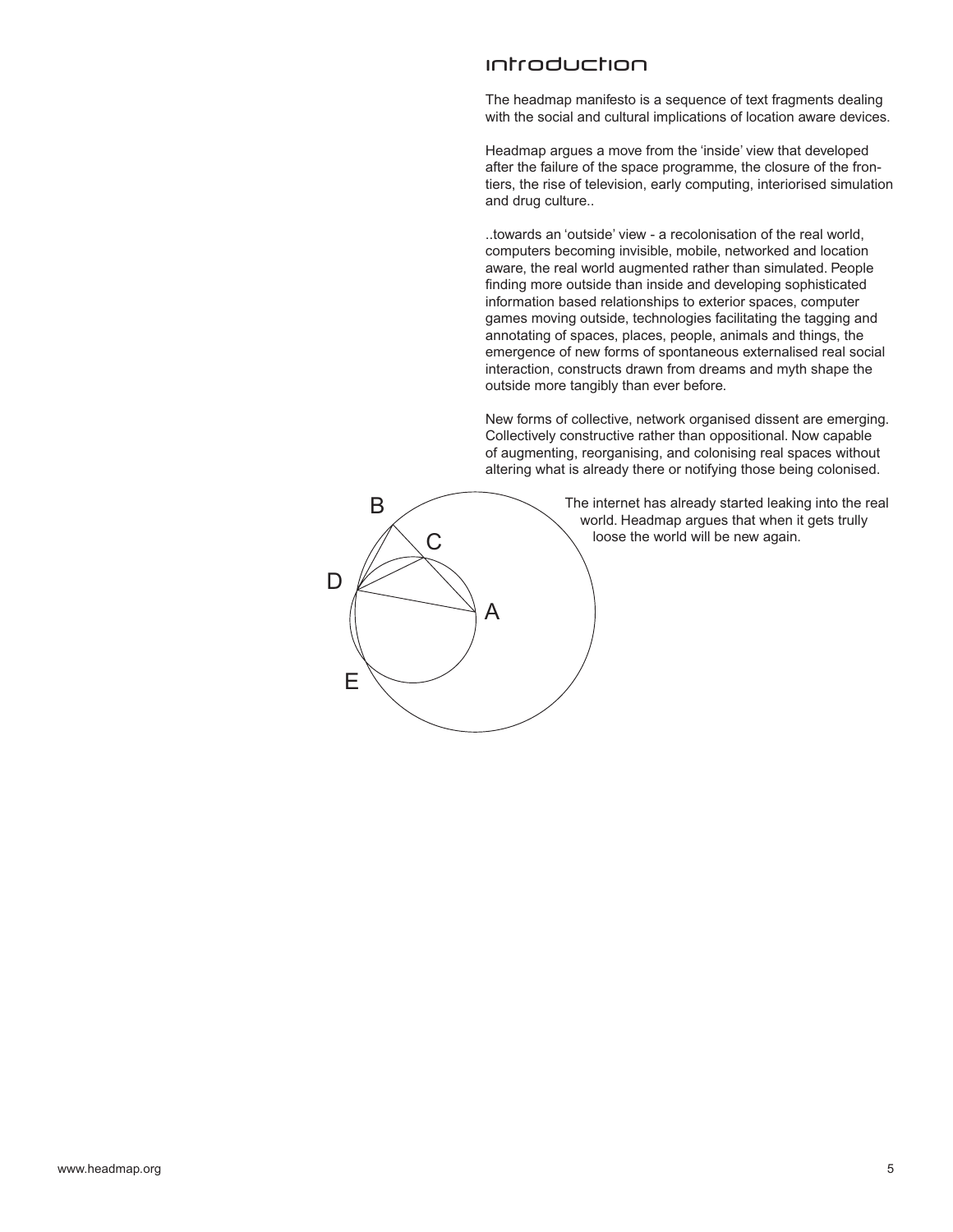# introduction

The headmap manifesto is a sequence of text fragments dealing with the social and cultural implications of location aware devices.

Headmap argues a move from the 'inside' view that developed after the failure of the space programme, the closure of the frontiers, the rise of television, early computing, interiorised simulation and drug culture..

..towards an 'outside' view - a recolonisation of the real world, computers becoming invisible, mobile, networked and location aware, the real world augmented rather than simulated. People finding more outside than inside and developing sophisticated information based relationships to exterior spaces, computer games moving outside, technologies facilitating the tagging and annotating of spaces, places, people, animals and things, the emergence of new forms of spontaneous externalised real social interaction, constructs drawn from dreams and myth shape the outside more tangibly than ever before.

New forms of collective, network organised dissent are emerging. Collectively constructive rather than oppositional. Now capable of augmenting, reorganising, and colonising real spaces without altering what is already there or notifying those being colonised.

The internet has already started leaking into the real world. Headmap argues that when it gets trully loose the world will be new again.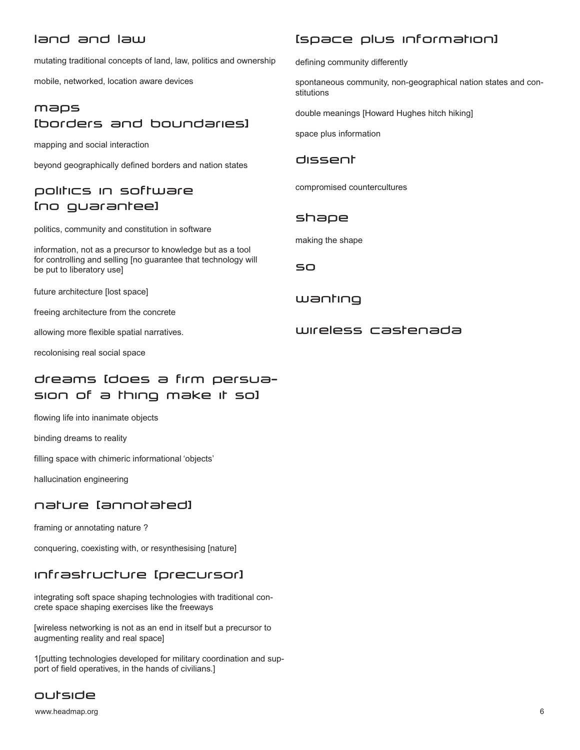## land and law

mutating traditional concepts of land, law, politics and ownership

mobile, networked, location aware devices

## maps [borders and boundaries]

mapping and social interaction

beyond geographically defined borders and nation states

## politics in software [no guarantee]

politics, community and constitution in software

information, not as a precursor to knowledge but as a tool for controlling and selling [no guarantee that technology will be put to liberatory use]

future architecture [lost space]

freeing architecture from the concrete

allowing more flexible spatial narratives.

recolonising real social space

## dreams [does a firm persuasion of a thing make it so]

flowing life into inanimate objects

binding dreams to reality

filling space with chimeric informational 'objects'

hallucination engineering

## nature [annotated]

framing or annotating nature ?

conquering, coexisting with, or resynthesising [nature]

## infrastructure [precursor]

integrating soft space shaping technologies with traditional concrete space shaping exercises like the freeways

[wireless networking is not as an end in itself but a precursor to augmenting reality and real space]

1[putting technologies developed for military coordination and support of field operatives, in the hands of civilians.]

## outside

## [space plus information]

defining community differently

spontaneous community, non-geographical nation states and constitutions

double meanings [Howard Hughes hitch hiking]

space plus information

## dissent

compromised countercultures

## shape

making the shape

## so

## wanting

## wireless castenada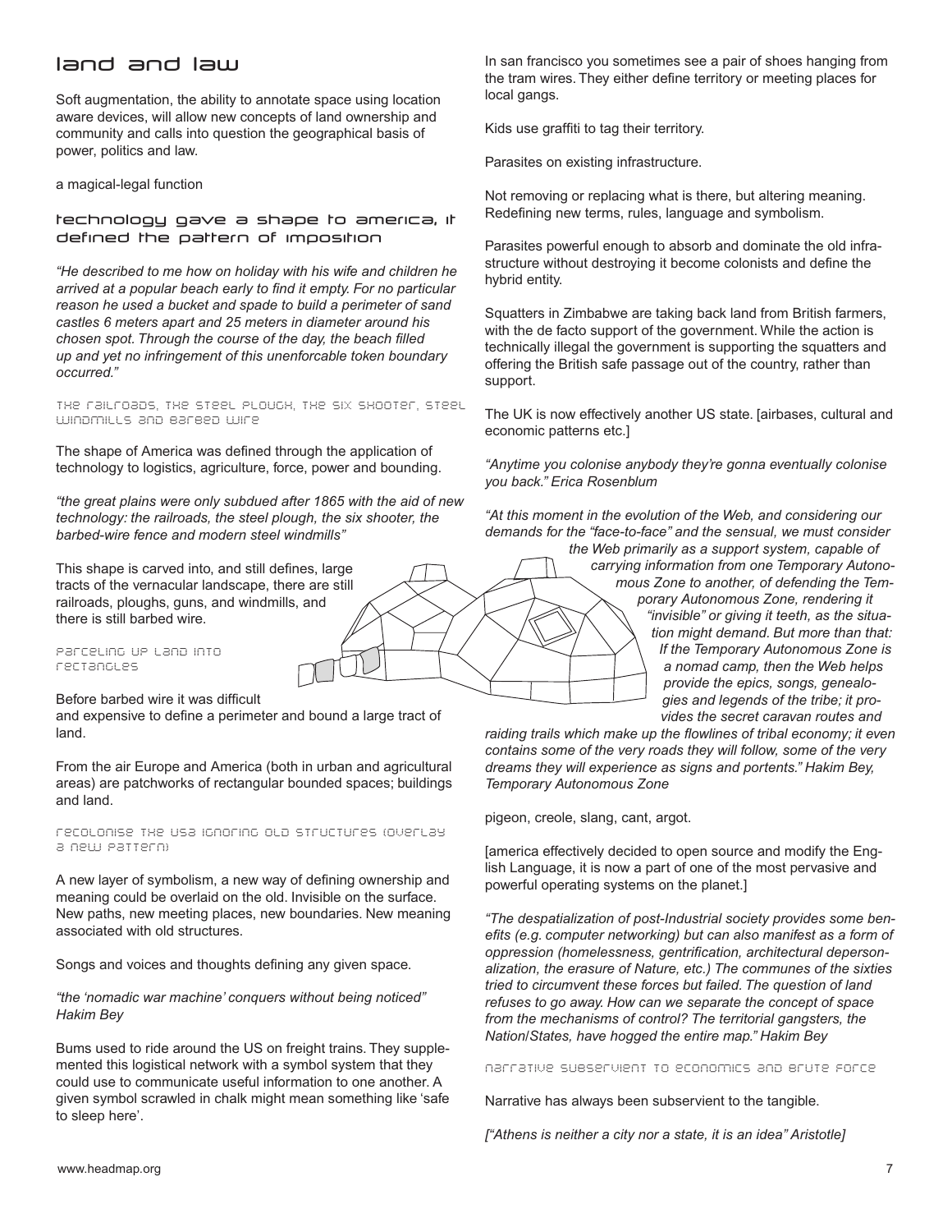# land and law

Soft augmentation, the ability to annotate space using location aware devices, will allow new concepts of land ownership and community and calls into question the geographical basis of power, politics and law.

a magical-legal function

## technology gave a shape to america, it defined the pattern of imposition

*"He described to me how on holiday with his wife and children he arrived at a popular beach early to find it empty. For no particular reason he used a bucket and spade to build a perimeter of sand castles 6 meters apart and 25 meters in diameter around his chosen spot. Through the course of the day, the beach filled up and yet no infringement of this unenforcable token boundary occurred."*

### the railroads, the steel plough, the six shooter, steel windmills and barbed wire

The shape of America was defined through the application of technology to logistics, agriculture, force, power and bounding.

*"the great plains were only subdued after 1865 with the aid of new technology: the railroads, the steel plough, the six shooter, the barbed-wire fence and modern steel windmills"*

This shape is carved into, and still defines, large tracts of the vernacular landscape, there are still railroads, ploughs, guns, and windmills, and there is still barbed wire.

### parceling up land into rectangles

Before barbed wire it was difficult and expensive to define a perimeter and bound a large tract of land.

From the air Europe and America (both in urban and agricultural areas) are patchworks of rectangular bounded spaces; buildings and land.

### recolonise the usa ignoring old structures (overlay a new pattern)

A new layer of symbolism, a new way of defining ownership and meaning could be overlaid on the old. Invisible on the surface. New paths, new meeting places, new boundaries. New meaning associated with old structures.

Songs and voices and thoughts defining any given space.

*"the 'nomadic war machine' conquers without being noticed" Hakim Bey*

Bums used to ride around the US on freight trains. They supplemented this logistical network with a symbol system that they could use to communicate useful information to one another. A given symbol scrawled in chalk might mean something like 'safe to sleep here'.

In san francisco you sometimes see a pair of shoes hanging from the tram wires. They either define territory or meeting places for local gangs.

Kids use graffiti to tag their territory.

Parasites on existing infrastructure.

Not removing or replacing what is there, but altering meaning. Redefining new terms, rules, language and symbolism.

Parasites powerful enough to absorb and dominate the old infrastructure without destroying it become colonists and define the hybrid entity.

Squatters in Zimbabwe are taking back land from British farmers, with the de facto support of the government. While the action is technically illegal the government is supporting the squatters and offering the British safe passage out of the country, rather than support.

The UK is now effectively another US state. [airbases, cultural and economic patterns etc.]

*"Anytime you colonise anybody they're gonna eventually colonise you back." Erica Rosenblum*

*"At this moment in the evolution of the Web, and considering our demands for the "face-to-face" and the sensual, we must consider the Web primarily as a support system, capable of carrying information from one Temporary Autonomous Zone to another, of defending the Temporary Autonomous Zone, rendering it "invisible" or giving it teeth, as the situation might demand. But more than that: If the Temporary Autonomous Zone is a nomad camp, then the Web helps provide the epics, songs, genealogies and legends of the tribe; it provides the secret caravan routes and raiding trails which make up the flowlines of tribal economy; it even contains some of the very roads they will follow, some of the very dreams they will experience as signs and portents." Hakim Bey, Temporary Autonomous Zone*

pigeon, creole, slang, cant, argot.

[america effectively decided to open source and modify the English Language, it is now a part of one of the most pervasive and powerful operating systems on the planet.]

*"The despatialization of post-Industrial society provides some benefits (e.g. computer networking) but can also manifest as a form of oppression (homelessness, gentrification, architectural depersonalization, the erasure of Nature, etc.) The communes of the sixties tried to circumvent these forces but failed. The question of land refuses to go away. How can we separate the concept of space from the mechanisms of control? The territorial gangsters, the Nation/States, have hogged the entire map." Hakim Bey*

### narrative subservient to economics and brute force

Narrative has always been subservient to the tangible.

*["Athens is neither a city nor a state, it is an idea" Aristotle]*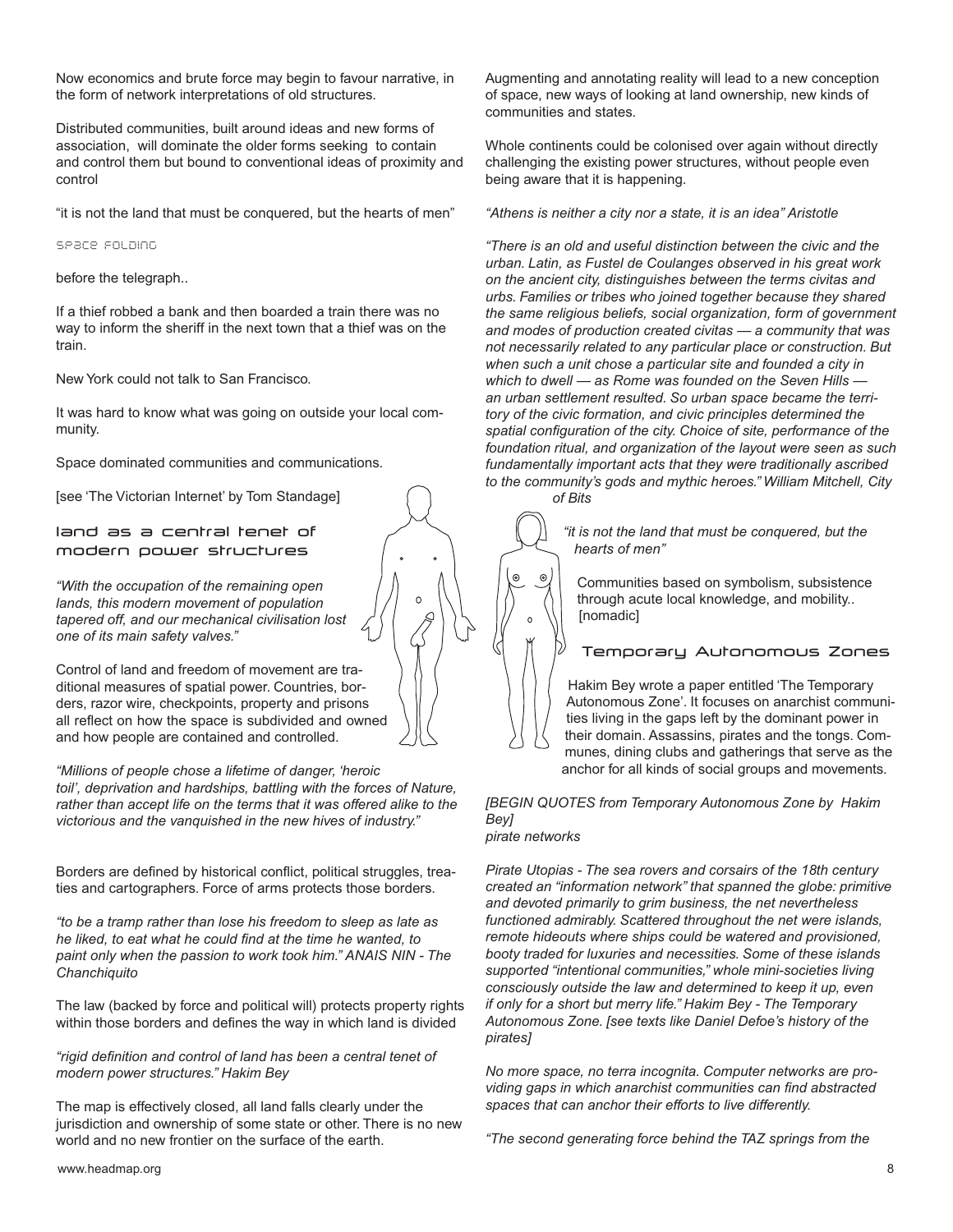Now economics and brute force may begin to favour narrative, in the form of network interpretations of old structures.

Distributed communities, built around ideas and new forms of association, will dominate the older forms seeking to contain and control them but bound to conventional ideas of proximity and control

“it is not the land that must be conquered, but the hearts of men”

## space folding

before the telegraph..

If a thief robbed a bank and then boarded a train there was no way to inform the sheriff in the next town that a thief was on the train.

New York could not talk to San Francisco.

It was hard to know what was going on outside your local community.

Space dominated communities and communications.

[see ‘The Victorian Internet’ by Tom Standage]

## land as a central tenet of modern power structures

*“With the occupation of the remaining open lands, this modern movement of population tapered off, and our mechanical civilisation lost one of its main safety valves.”*

Control of land and freedom of movement are traditional measures of spatial power. Countries, borders, razor wire, checkpoints, property and prisons all reflect on how the space is subdivided and owned and how people are contained and controlled.

*“Millions of people chose a lifetime of danger, ‘heroic toil’, deprivation and hardships, battling with the forces of Nature, rather than accept life on the terms that it was offered alike to the victorious and the vanquished in the new hives of industry.”*

Borders are defined by historical conflict, political struggles, treaties and cartographers. Force of arms protects those borders.

*“to be a tramp rather than lose his freedom to sleep as late as he liked, to eat what he could find at the time he wanted, to paint only when the passion to work took him.” ANAIS NIN - The Chanchiquito*

The law (backed by force and political will) protects property rights within those borders and defines the way in which land is divided

*“rigid definition and control of land has been a central tenet of modern power structures.” Hakim Bey*

The map is effectively closed, all land falls clearly under the jurisdiction and ownership of some state or other. There is no new world and no new frontier on the surface of the earth.

Augmenting and annotating reality will lead to a new conception of space, new ways of looking at land ownership, new kinds of communities and states.

Whole continents could be colonised over again without directly challenging the existing power structures, without people even being aware that it is happening.

*“Athens is neither a city nor a state, it is an idea” Aristotle*

*“There is an old and useful distinction between the civic and the urban. Latin, as Fustel de Coulanges observed in his great work on the ancient city, distinguishes between the terms civitas and urbs. Families or tribes who joined together because they shared the same religious beliefs, social organization, form of government and modes of production created civitas — a community that was not necessarily related to any particular place or construction. But when such a unit chose a particular site and founded a city in which to dwell — as Rome was founded on the Seven Hills — an urban settlement resulted. So urban space became the territory of the civic formation, and civic principles determined the spatial configuration of the city. Choice of site, performance of the foundation ritual, and organization of the layout were seen as such fundamentally important acts that they were traditionally ascribed to the community’s gods and mythic heroes.” William Mitchell, City of Bits*

*“it is not the land that must be conquered, but the hearts of men”*

Communities based on symbolism, subsistence through acute local knowledge, and mobility.. [nomadic]

## Temporary Autonomous Zones

Hakim Bey wrote a paper entitled ‘The Temporary Autonomous Zone’. It focuses on anarchist communities living in the gaps left by the dominant power in their domain. Assassins, pirates and the tongs. Communes, dining clubs and gatherings that serve as the anchor for all kinds of social groups and movements.

*[BEGIN QUOTES from Temporary Autonomous Zone by Hakim Bey]*
*pirate networks*

*Pirate Utopias - The sea rovers and corsairs of the 18th century created an “information network” that spanned the globe: primitive and devoted primarily to grim business, the net nevertheless functioned admirably. Scattered throughout the net were islands, remote hideouts where ships could be watered and provisioned, booty traded for luxuries and necessities. Some of these islands supported “intentional communities,” whole mini-societies living consciously outside the law and determined to keep it up, even if only for a short but merry life.” Hakim Bey - The Temporary Autonomous Zone. [see texts like Daniel Defoe’s history of the pirates]*

*No more space, no terra incognita. Computer networks are providing gaps in which anarchist communities can find abstracted spaces that can anchor their efforts to live differently.*

*“The second generating force behind the TAZ springs from the*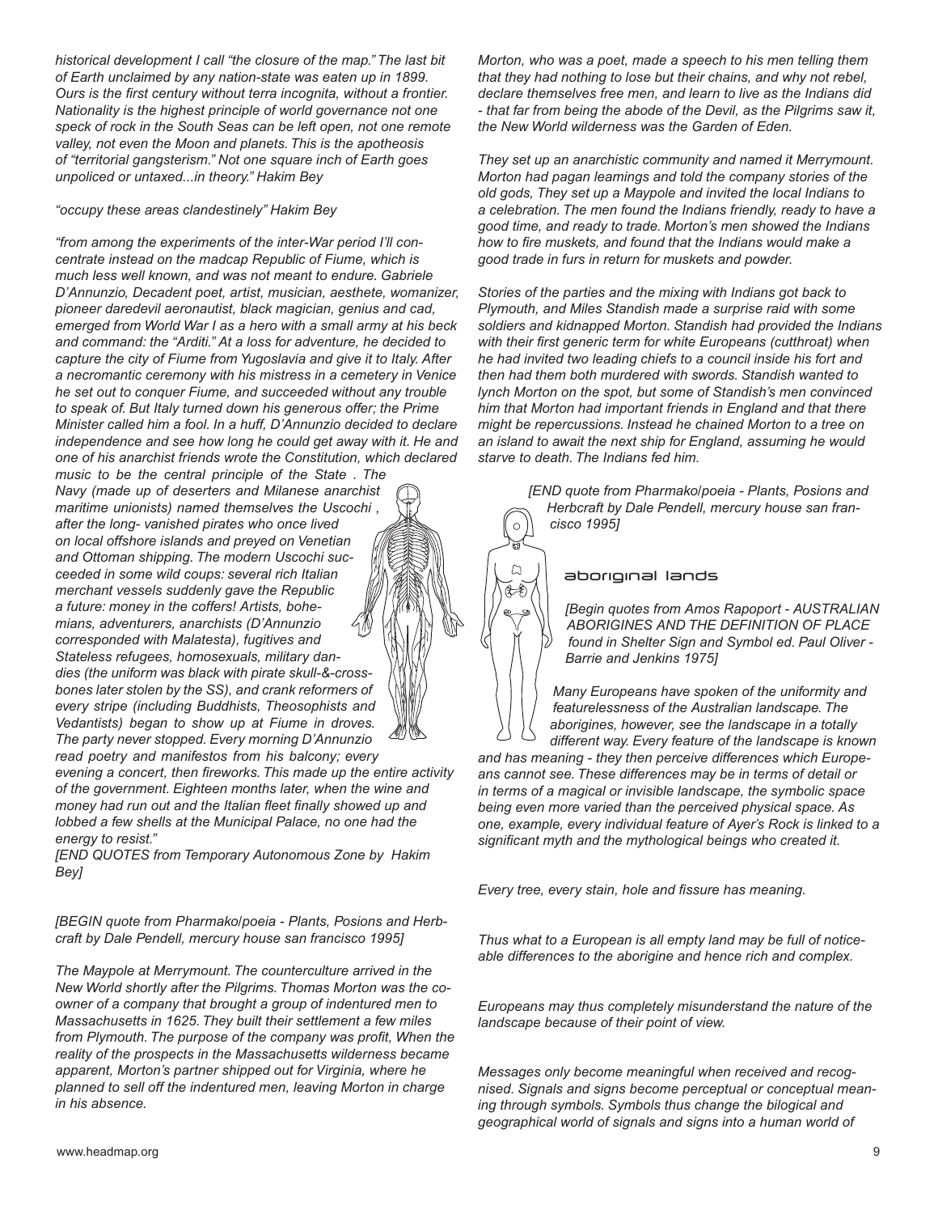*historical development I call "the closure of the map." The last bit of Earth unclaimed by any nation-state was eaten up in 1899. Ours is the first century without terra incognita, without a frontier. Nationality is the highest principle of world governance not one speck of rock in the South Seas can be left open, not one remote valley, not even the Moon and planets. This is the apotheosis of "territorial gangsterism." Not one square inch of Earth goes unpoliced or untaxed...in theory." Hakim Bey*

*"occupy these areas clandestinely" Hakim Bey*

*"from among the experiments of the inter-War period I'll concentrate instead on the madcap Republic of Fiume, which is much less well known, and was not meant to endure. Gabriele D'Annunzio, Decadent poet, artist, musician, aesthete, womanizer, pioneer daredevil aeronautist, black magician, genius and cad, emerged from World War I as a hero with a small army at his beck and command: the "Arditi." At a loss for adventure, he decided to capture the city of Fiume from Yugoslavia and give it to Italy. After a necromantic ceremony with his mistress in a cemetery in Venice he set out to conquer Fiume, and succeeded without any trouble to speak of. But Italy turned down his generous offer; the Prime Minister called him a fool. In a huff, D'Annunzio decided to declare independence and see how long he could get away with it. He and one of his anarchist friends wrote the Constitution, which declared music to be the central principle of the State . The Navy (made up of deserters and Milanese anarchist maritime unionists) named themselves the Uscochi , after the long- vanished pirates who once lived on local offshore islands and preyed on Venetian and Ottoman shipping. The modern Uscochi succeeded in some wild coups: several rich Italian merchant vessels suddenly gave the Republic a future: money in the coffers! Artists, bohemians, adventurers, anarchists (D'Annunzio corresponded with Malatesta), fugitives and Stateless refugees, homosexuals, military dandies (the uniform was black with pirate skull-&-crossbones later stolen by the SS), and crank reformers of every stripe (including Buddhists, Theosophists and Vedantists) began to show up at Fiume in droves. The party never stopped. Every morning D'Annunzio read poetry and manifestos from his balcony; every evening a concert, then fireworks. This made up the entire activity of the government. Eighteen months later, when the wine and money had run out and the Italian fleet finally showed up and lobbed a few shells at the Municipal Palace, no one had the energy to resist."*
*[END QUOTES from Temporary Autonomous Zone by Hakim Bey]*

*[BEGIN quote from Pharmako/poeia - Plants, Posions and Herbcraft by Dale Pendell, mercury house san francisco 1995]*

*The Maypole at Merrymount. The counterculture arrived in the New World shortly after the Pilgrims. Thomas Morton was the co-owner of a company that brought a group of indentured men to Massachusetts in 1625. They built their settlement a few miles from Plymouth. The purpose of the company was profit, When the reality of the prospects in the Massachusetts wilderness became apparent, Morton's partner shipped out for Virginia, where he planned to sell off the indentured men, leaving Morton in charge in his absence.*

*Morton, who was a poet, made a speech to his men telling them that they had nothing to lose but their chains, and why not rebel, declare themselves free men, and learn to live as the Indians did - that far from being the abode of the Devil, as the Pilgrims saw it, the New World wilderness was the Garden of Eden.*

*They set up an anarchistic community and named it Merrymount. Morton had pagan leamings and told the company stories of the old gods, They set up a Maypole and invited the local Indians to a celebration. The men found the Indians friendly, ready to have a good time, and ready to trade. Morton's men showed the Indians how to fire muskets, and found that the Indians would make a good trade in furs in return for muskets and powder.*

*Stories of the parties and the mixing with Indians got back to Plymouth, and Miles Standish made a surprise raid with some soldiers and kidnapped Morton. Standish had provided the Indians with their first generic term for white Europeans (cutthroat) when he had invited two leading chiefs to a council inside his fort and then had them both murdered with swords. Standish wanted to lynch Morton on the spot, but some of Standish's men convinced him that Morton had important friends in England and that there might be repercussions. Instead he chained Morton to a tree on an island to await the next ship for England, assuming he would starve to death. The Indians fed him.*

*[END quote from Pharmako/poeia - Plants, Posions and Herbcraft by Dale Pendell, mercury house san francisco 1995]*

## aboriginal lands

*[Begin quotes from Amos Rapoport - AUSTRALIAN ABORIGINES AND THE DEFINITION OF PLACE found in Shelter Sign and Symbol ed. Paul Oliver - Barrie and Jenkins 1975]*

*Many Europeans have spoken of the uniformity and featurelessness of the Australian landscape. The aborigines, however, see the landscape in a totally different way. Every feature of the landscape is known and has meaning - they then perceive differences which Europeans cannot see. These differences may be in terms of detail or in terms of a magical or invisible landscape, the symbolic space being even more varied than the perceived physical space. As one, example, every individual feature of Ayer's Rock is linked to a significant myth and the mythological beings who created it.*

*Every tree, every stain, hole and fissure has meaning.*

*Thus what to a European is all empty land may be full of noticeable differences to the aborigine and hence rich and complex.*

*Europeans may thus completely misunderstand the nature of the landscape because of their point of view.*

*Messages only become meaningful when received and recognised. Signals and signs become perceptual or conceptual meaning through symbols. Symbols thus change the bilogical and geographical world of signals and signs into a human world of*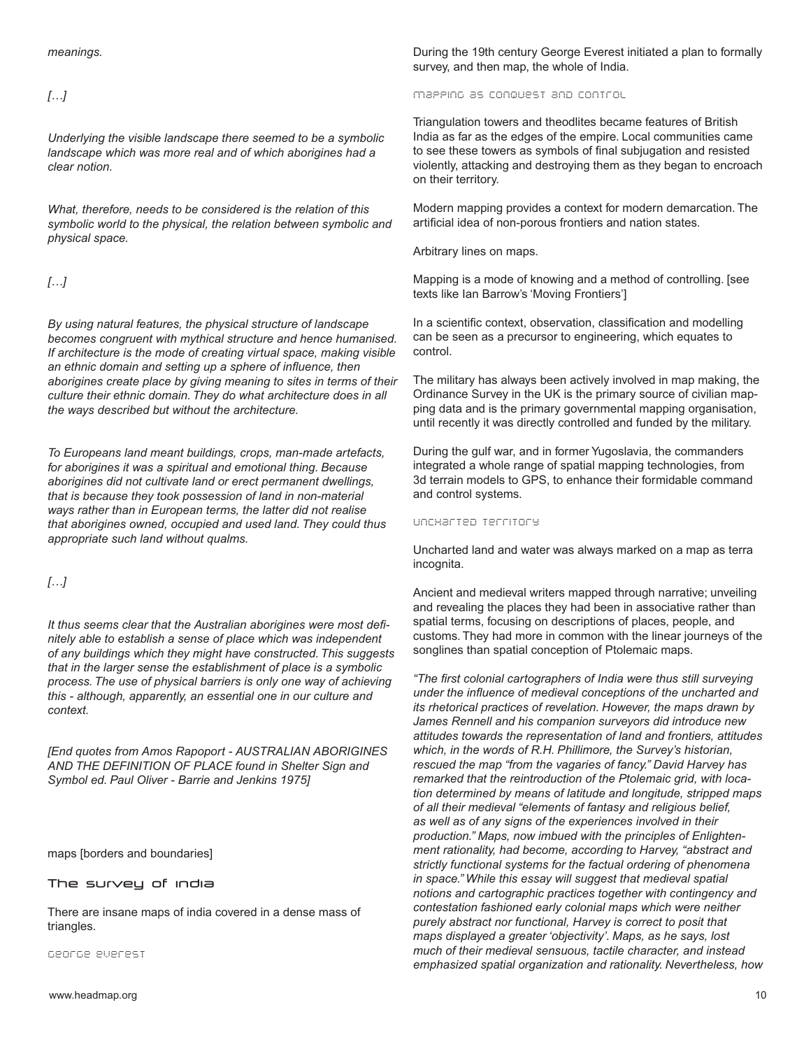*meanings.*

*[…]*

*Underlying the visible landscape there seemed to be a symbolic landscape which was more real and of which aborigines had a clear notion.*

*What, therefore, needs to be considered is the relation of this symbolic world to the physical, the relation between symbolic and physical space.*

*[…]*

*By using natural features, the physical structure of landscape becomes congruent with mythical structure and hence humanised. If architecture is the mode of creating virtual space, making visible an ethnic domain and setting up a sphere of influence, then aborigines create place by giving meaning to sites in terms of their culture their ethnic domain. They do what architecture does in all the ways described but without the architecture.*

*To Europeans land meant buildings, crops, man-made artefacts, for aborigines it was a spiritual and emotional thing. Because aborigines did not cultivate land or erect permanent dwellings, that is because they took possession of land in non-material ways rather than in European terms, the latter did not realise that aborigines owned, occupied and used land. They could thus appropriate such land without qualms.*

*[…]*

*It thus seems clear that the Australian aborigines were most definitely able to establish a sense of place which was independent of any buildings which they might have constructed. This suggests that in the larger sense the establishment of place is a symbolic process. The use of physical barriers is only one way of achieving this - although, apparently, an essential one in our culture and context.*

*[End quotes from Amos Rapoport - AUSTRALIAN ABORIGINES AND THE DEFINITION OF PLACE found in Shelter Sign and Symbol ed. Paul Oliver - Barrie and Jenkins 1975]*

maps [borders and boundaries]

## The survey of india

There are insane maps of india covered in a dense mass of triangles.

### george everest

During the 19th century George Everest initiated a plan to formally survey, and then map, the whole of India.

### mapping as conquest and control

Triangulation towers and theodlites became features of British India as far as the edges of the empire. Local communities came to see these towers as symbols of final subjugation and resisted violently, attacking and destroying them as they began to encroach on their territory.

Modern mapping provides a context for modern demarcation. The artificial idea of non-porous frontiers and nation states.

Arbitrary lines on maps.

Mapping is a mode of knowing and a method of controlling. [see texts like Ian Barrow's 'Moving Frontiers']

In a scientific context, observation, classification and modelling can be seen as a precursor to engineering, which equates to control.

The military has always been actively involved in map making, the Ordinance Survey in the UK is the primary source of civilian mapping data and is the primary governmental mapping organisation, until recently it was directly controlled and funded by the military.

During the gulf war, and in former Yugoslavia, the commanders integrated a whole range of spatial mapping technologies, from 3d terrain models to GPS, to enhance their formidable command and control systems.

### uncharted territory

Uncharted land and water was always marked on a map as terra incognita.

Ancient and medieval writers mapped through narrative; unveiling and revealing the places they had been in associative rather than spatial terms, focusing on descriptions of places, people, and customs. They had more in common with the linear journeys of the songlines than spatial conception of Ptolemaic maps.

*"The first colonial cartographers of India were thus still surveying under the influence of medieval conceptions of the uncharted and its rhetorical practices of revelation. However, the maps drawn by James Rennell and his companion surveyors did introduce new attitudes towards the representation of land and frontiers, attitudes which, in the words of R.H. Phillimore, the Survey's historian, rescued the map "from the vagaries of fancy." David Harvey has remarked that the reintroduction of the Ptolemaic grid, with location determined by means of latitude and longitude, stripped maps of all their medieval "elements of fantasy and religious belief, as well as of any signs of the experiences involved in their production." Maps, now imbued with the principles of Enlightenment rationality, had become, according to Harvey, "abstract and strictly functional systems for the factual ordering of phenomena in space." While this essay will suggest that medieval spatial notions and cartographic practices together with contingency and contestation fashioned early colonial maps which were neither purely abstract nor functional, Harvey is correct to posit that maps displayed a greater 'objectivity'. Maps, as he says, lost much of their medieval sensuous, tactile character, and instead emphasized spatial organization and rationality. Nevertheless, how*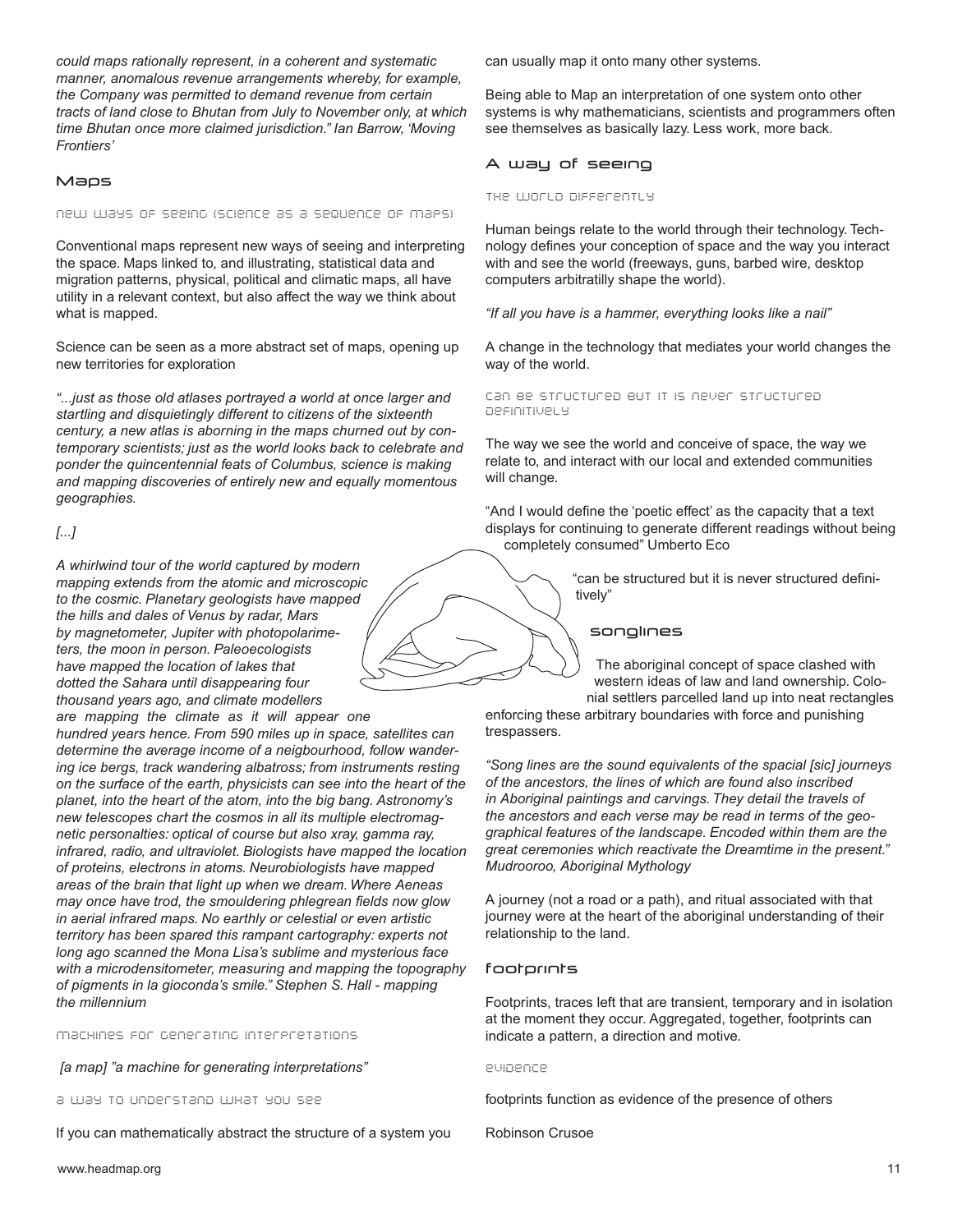*could maps rationally represent, in a coherent and systematic manner, anomalous revenue arrangements whereby, for example, the Company was permitted to demand revenue from certain tracts of land close to Bhutan from July to November only, at which time Bhutan once more claimed jurisdiction." Ian Barrow, 'Moving Frontiers'*

## Maps

#### new ways of seeing (science as a sequence of maps)

Conventional maps represent new ways of seeing and interpreting the space. Maps linked to, and illustrating, statistical data and migration patterns, physical, political and climatic maps, all have utility in a relevant context, but also affect the way we think about what is mapped.

Science can be seen as a more abstract set of maps, opening up new territories for exploration

*"...just as those old atlases portrayed a world at once larger and startling and disquietingly different to citizens of the sixteenth century, a new atlas is aborning in the maps churned out by contemporary scientists; just as the world looks back to celebrate and ponder the quincentennial feats of Columbus, science is making and mapping discoveries of entirely new and equally momentous geographies.*

*[...]*

*A whirlwind tour of the world captured by modern mapping extends from the atomic and microscopic to the cosmic. Planetary geologists have mapped the hills and dales of Venus by radar, Mars by magnetometer, Jupiter with photopolarimeters, the moon in person. Paleoecologists have mapped the location of lakes that dotted the Sahara until disappearing four thousand years ago, and climate modellers are mapping the climate as it will appear one hundred years hence. From 590 miles up in space, satellites can determine the average income of a neigbourhood, follow wandering ice bergs, track wandering albatross; from instruments resting on the surface of the earth, physicists can see into the heart of the planet, into the heart of the atom, into the big bang. Astronomy's new telescopes chart the cosmos in all its multiple electromagnetic personalties: optical of course but also xray, gamma ray, infrared, radio, and ultraviolet. Biologists have mapped the location of proteins, electrons in atoms. Neurobiologists have mapped areas of the brain that light up when we dream. Where Aeneas may once have trod, the smouldering phlegrean fields now glow in aerial infrared maps. No earthly or celestial or even artistic territory has been spared this rampant cartography: experts not long ago scanned the Mona Lisa's sublime and mysterious face with a microdensitometer, measuring and mapping the topography of pigments in la gioconda's smile." Stephen S. Hall - mapping the millennium*

#### machines for generating interpretations

*[a map] "a machine for generating interpretations"*

#### a way to understand what you see

If you can mathematically abstract the structure of a system you can usually map it onto many other systems.

Being able to Map an interpretation of one system onto other systems is why mathematicians, scientists and programmers often see themselves as basically lazy. Less work, more back.

## A way of seeing

#### the world differently

Human beings relate to the world through their technology. Technology defines your conception of space and the way you interact with and see the world (freeways, guns, barbed wire, desktop computers arbitratilly shape the world).

*"If all you have is a hammer, everything looks like a nail"*

A change in the technology that mediates your world changes the way of the world.

#### can be structured but it is never structured definitively

The way we see the world and conceive of space, the way we relate to, and interact with our local and extended communities will change.

"And I would define the 'poetic effect' as the capacity that a text displays for continuing to generate different readings without being completely consumed" Umberto Eco

"can be structured but it is never structured definitively"

### songlines

The aboriginal concept of space clashed with western ideas of law and land ownership. Colonial settlers parcelled land up into neat rectangles enforcing these arbitrary boundaries with force and punishing trespassers.

*"Song lines are the sound equivalents of the spacial [sic] journeys of the ancestors, the lines of which are found also inscribed in Aboriginal paintings and carvings. They detail the travels of the ancestors and each verse may be read in terms of the geographical features of the landscape. Encoded within them are the great ceremonies which reactivate the Dreamtime in the present." Mudrooroo, Aboriginal Mythology*

A journey (not a road or a path), and ritual associated with that journey were at the heart of the aboriginal understanding of their relationship to the land.

## footprints

Footprints, traces left that are transient, temporary and in isolation at the moment they occur. Aggregated, together, footprints can indicate a pattern, a direction and motive.

#### evidence

footprints function as evidence of the presence of others

Robinson Crusoe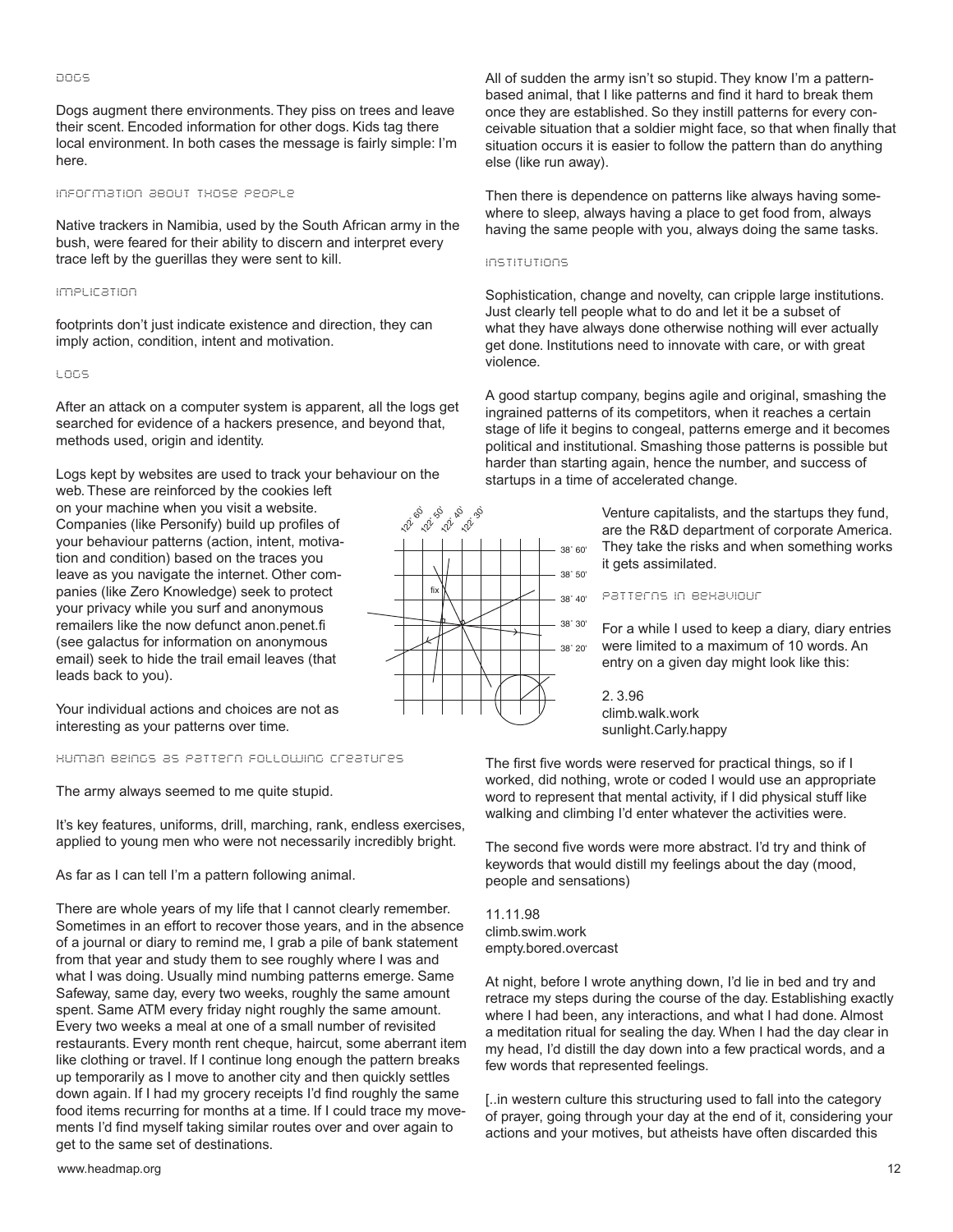### dogs

Dogs augment there environments. They piss on trees and leave their scent. Encoded information for other dogs. Kids tag there local environment. In both cases the message is fairly simple: I'm here.

### information about those people

Native trackers in Namibia, used by the South African army in the bush, were feared for their ability to discern and interpret every trace left by the guerillas they were sent to kill.

### implication

footprints don't just indicate existence and direction, they can imply action, condition, intent and motivation.

### logs

After an attack on a computer system is apparent, all the logs get searched for evidence of a hackers presence, and beyond that, methods used, origin and identity.

Logs kept by websites are used to track your behaviour on the web. These are reinforced by the cookies left on your machine when you visit a website. Companies (like Personify) build up profiles of your behaviour patterns (action, intent, motivation and condition) based on the traces you leave as you navigate the internet. Other companies (like Zero Knowledge) seek to protect your privacy while you surf and anonymous remailers like the now defunct anon.penet.fi (see galactus for information on anonymous email) seek to hide the trail email leaves (that leads back to you).

Your individual actions and choices are not as interesting as your patterns over time.

### human beings as pattern following creatures

The army always seemed to me quite stupid.

It's key features, uniforms, drill, marching, rank, endless exercises, applied to young men who were not necessarily incredibly bright.

As far as I can tell I'm a pattern following animal.

There are whole years of my life that I cannot clearly remember. Sometimes in an effort to recover those years, and in the absence of a journal or diary to remind me, I grab a pile of bank statement from that year and study them to see roughly where I was and what I was doing. Usually mind numbing patterns emerge. Same Safeway, same day, every two weeks, roughly the same amount spent. Same ATM every friday night roughly the same amount. Every two weeks a meal at one of a small number of revisited restaurants. Every month rent cheque, haircut, some aberrant item like clothing or travel. If I continue long enough the pattern breaks up temporarily as I move to another city and then quickly settles down again. If I had my grocery receipts I'd find roughly the same food items recurring for months at a time. If I could trace my movements I'd find myself taking similar routes over and over again to get to the same set of destinations.

All of sudden the army isn't so stupid. They know I'm a pattern-based animal, that I like patterns and find it hard to break them once they are established. So they instill patterns for every conceivable situation that a soldier might face, so that when finally that situation occurs it is easier to follow the pattern than do anything else (like run away).

Then there is dependence on patterns like always having somewhere to sleep, always having a place to get food from, always having the same people with you, always doing the same tasks.

### institutions

Sophistication, change and novelty, can cripple large institutions. Just clearly tell people what to do and let it be a subset of what they have always done otherwise nothing will ever actually get done. Institutions need to innovate with care, or with great violence.

A good startup company, begins agile and original, smashing the ingrained patterns of its competitors, when it reaches a certain stage of life it begins to congeal, patterns emerge and it becomes political and institutional. Smashing those patterns is possible but harder than starting again, hence the number, and success of startups in a time of accelerated change.

Venture capitalists, and the startups they fund, are the R&D department of corporate America. They take the risks and when something works it gets assimilated.

### patterns in behaviour

For a while I used to keep a diary, diary entries were limited to a maximum of 10 words. An entry on a given day might look like this:

2. 3.96
climb.walk.work
sunlight.Carly.happy

The first five words were reserved for practical things, so if I worked, did nothing, wrote or coded I would use an appropriate word to represent that mental activity, if I did physical stuff like walking and climbing I'd enter whatever the activities were.

The second five words were more abstract. I'd try and think of keywords that would distill my feelings about the day (mood, people and sensations)

11.11.98
climb.swim.work
empty.bored.overcast

At night, before I wrote anything down, I'd lie in bed and try and retrace my steps during the course of the day. Establishing exactly where I had been, any interactions, and what I had done. Almost a meditation ritual for sealing the day. When I had the day clear in my head, I'd distill the day down into a few practical words, and a few words that represented feelings.

[..in western culture this structuring used to fall into the category of prayer, going through your day at the end of it, considering your actions and your motives, but atheists have often discarded this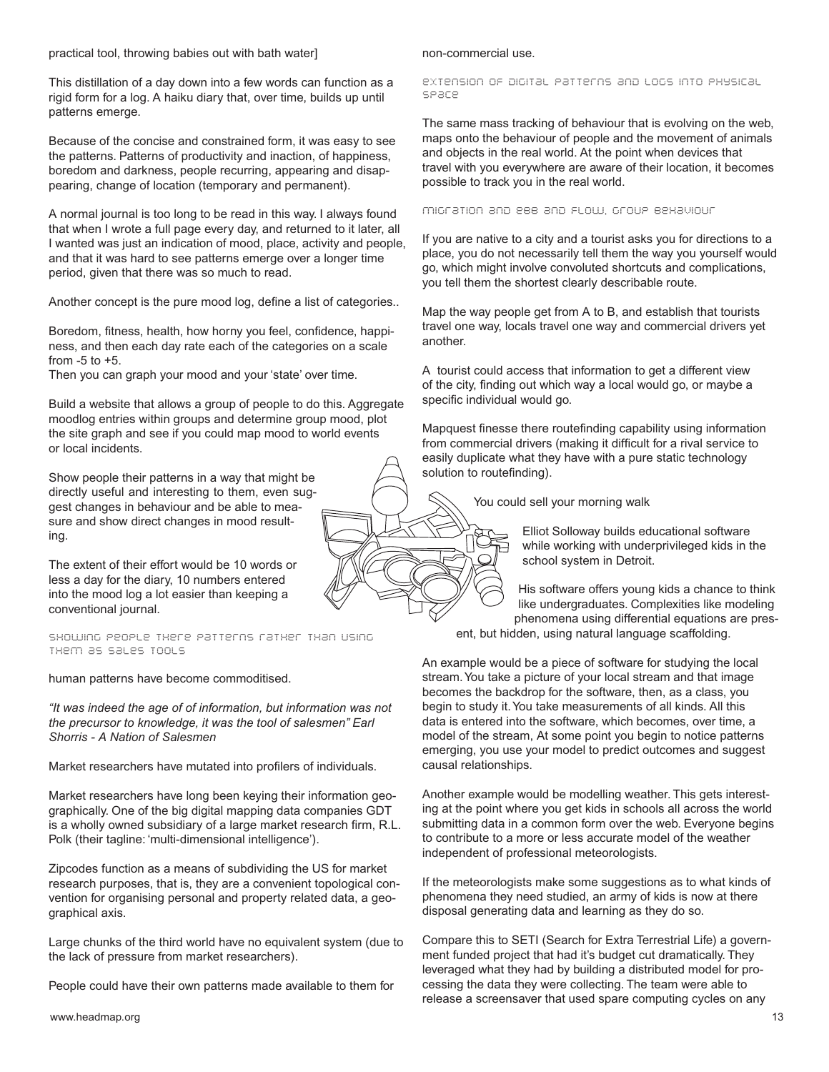practical tool, throwing babies out with bath water]

This distillation of a day down into a few words can function as a rigid form for a log. A haiku diary that, over time, builds up until patterns emerge.

Because of the concise and constrained form, it was easy to see the patterns. Patterns of productivity and inaction, of happiness, boredom and darkness, people recurring, appearing and disappearing, change of location (temporary and permanent).

A normal journal is too long to be read in this way. I always found that when I wrote a full page every day, and returned to it later, all I wanted was just an indication of mood, place, activity and people, and that it was hard to see patterns emerge over a longer time period, given that there was so much to read.

Another concept is the pure mood log, define a list of categories..

Boredom, fitness, health, how horny you feel, confidence, happiness, and then each day rate each of the categories on a scale from -5 to +5.
Then you can graph your mood and your 'state' over time.

Build a website that allows a group of people to do this. Aggregate moodlog entries within groups and determine group mood, plot the site graph and see if you could map mood to world events or local incidents.

Show people their patterns in a way that might be directly useful and interesting to them, even suggest changes in behaviour and be able to measure and show direct changes in mood resulting.

The extent of their effort would be 10 words or less a day for the diary, 10 numbers entered into the mood log a lot easier than keeping a conventional journal.

### showing people there patterns rather than using them as sales tools

human patterns have become commoditised.

*"It was indeed the age of of information, but information was not the precursor to knowledge, it was the tool of salesmen" Earl Shorris - A Nation of Salesmen*

Market researchers have mutated into profilers of individuals.

Market researchers have long been keying their information geographically. One of the big digital mapping data companies GDT is a wholly owned subsidiary of a large market research firm, R.L. Polk (their tagline: 'multi-dimensional intelligence').

Zipcodes function as a means of subdividing the US for market research purposes, that is, they are a convenient topological convention for organising personal and property related data, a geographical axis.

Large chunks of the third world have no equivalent system (due to the lack of pressure from market researchers).

People could have their own patterns made available to them for non-commercial use.

### extension of digital patterns and logs into physical space

The same mass tracking of behaviour that is evolving on the web, maps onto the behaviour of people and the movement of animals and objects in the real world. At the point when devices that travel with you everywhere are aware of their location, it becomes possible to track you in the real world.

### migration and ebb and flow, group behaviour

If you are native to a city and a tourist asks you for directions to a place, you do not necessarily tell them the way you yourself would go, which might involve convoluted shortcuts and complications, you tell them the shortest clearly describable route.

Map the way people get from A to B, and establish that tourists travel one way, locals travel one way and commercial drivers yet another.

A tourist could access that information to get a different view of the city, finding out which way a local would go, or maybe a specific individual would go.

Mapquest finesse there routefinding capability using information from commercial drivers (making it difficult for a rival service to easily duplicate what they have with a pure static technology solution to routefinding).

You could sell your morning walk

Elliot Solloway builds educational software while working with underprivileged kids in the school system in Detroit.

His software offers young kids a chance to think like undergraduates. Complexities like modeling phenomena using differential equations are present, but hidden, using natural language scaffolding.

An example would be a piece of software for studying the local stream. You take a picture of your local stream and that image becomes the backdrop for the software, then, as a class, you begin to study it. You take measurements of all kinds. All this data is entered into the software, which becomes, over time, a model of the stream, At some point you begin to notice patterns emerging, you use your model to predict outcomes and suggest causal relationships.

Another example would be modelling weather. This gets interesting at the point where you get kids in schools all across the world submitting data in a common form over the web. Everyone begins to contribute to a more or less accurate model of the weather independent of professional meteorologists.

If the meteorologists make some suggestions as to what kinds of phenomena they need studied, an army of kids is now at there disposal generating data and learning as they do so.

Compare this to SETI (Search for Extra Terrestrial Life) a government funded project that had it's budget cut dramatically. They leveraged what they had by building a distributed model for processing the data they were collecting. The team were able to release a screensaver that used spare computing cycles on any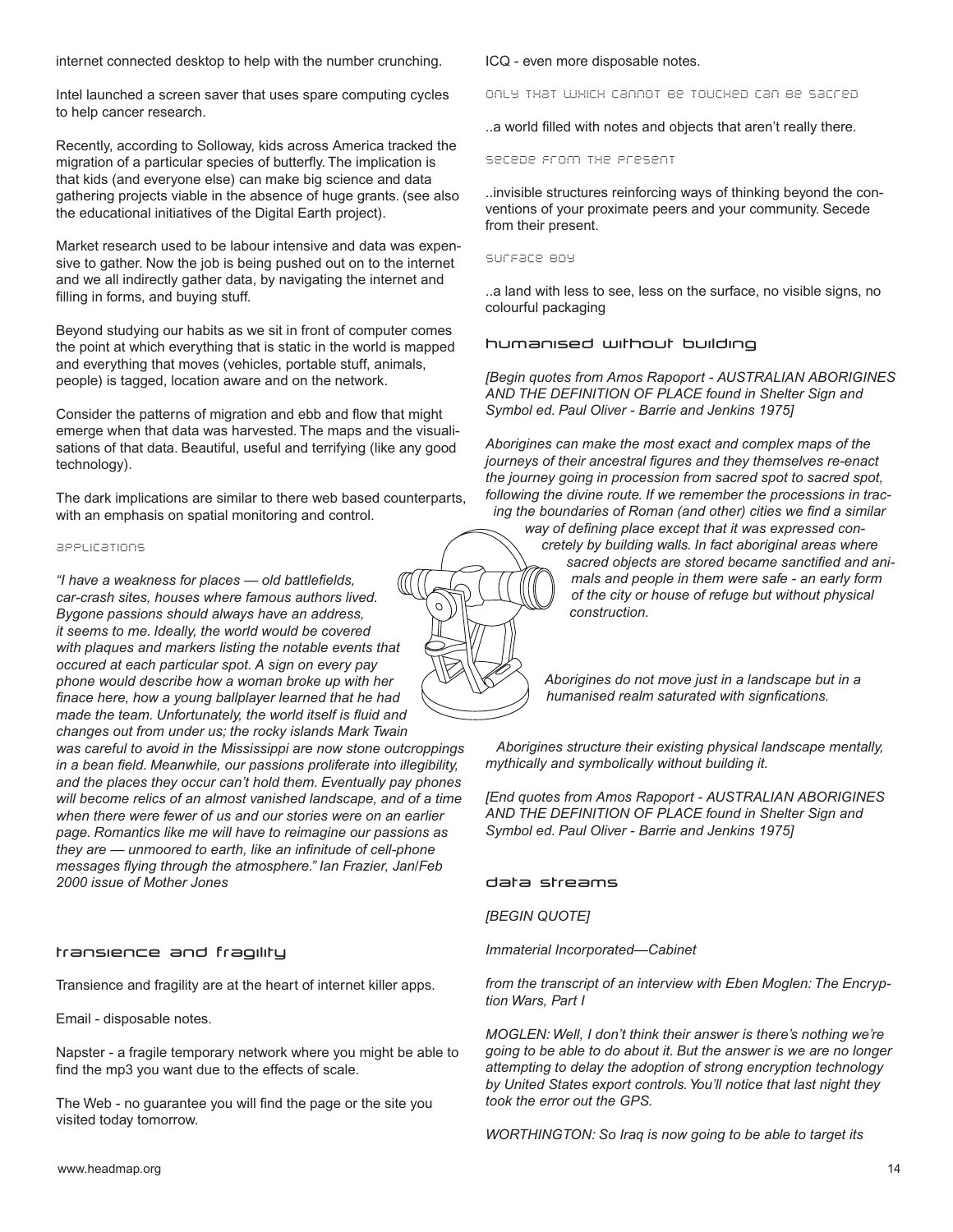internet connected desktop to help with the number crunching.

Intel launched a screen saver that uses spare computing cycles to help cancer research.

Recently, according to Solloway, kids across America tracked the migration of a particular species of butterfly. The implication is that kids (and everyone else) can make big science and data gathering projects viable in the absence of huge grants. (see also the educational initiatives of the Digital Earth project).

Market research used to be labour intensive and data was expensive to gather. Now the job is being pushed out on to the internet and we all indirectly gather data, by navigating the internet and filling in forms, and buying stuff.

Beyond studying our habits as we sit in front of computer comes the point at which everything that is static in the world is mapped and everything that moves (vehicles, portable stuff, animals, people) is tagged, location aware and on the network.

Consider the patterns of migration and ebb and flow that might emerge when that data was harvested. The maps and the visualisations of that data. Beautiful, useful and terrifying (like any good technology).

The dark implications are similar to there web based counterparts, with an emphasis on spatial monitoring and control.

#### applications

*"I have a weakness for places — old battlefields, car-crash sites, houses where famous authors lived. Bygone passions should always have an address, it seems to me. Ideally, the world would be covered with plaques and markers listing the notable events that occured at each particular spot. A sign on every pay phone would describe how a woman broke up with her finace here, how a young ballplayer learned that he had made the team. Unfortunately, the world itself is fluid and changes out from under us; the rocky islands Mark Twain was careful to avoid in the Mississippi are now stone outcroppings in a bean field. Meanwhile, our passions proliferate into illegibility, and the places they occur can't hold them. Eventually pay phones will become relics of an almost vanished landscape, and of a time when there were fewer of us and our stories were on an earlier page. Romantics like me will have to reimagine our passions as they are — unmoored to earth, like an infinitude of cell-phone messages flying through the atmosphere." Ian Frazier, Jan/Feb 2000 issue of Mother Jones*

### transience and fragility

Transience and fragility are at the heart of internet killer apps.

Email - disposable notes.

Napster - a fragile temporary network where you might be able to find the mp3 you want due to the effects of scale.

The Web - no guarantee you will find the page or the site you visited today tomorrow.

ICQ - even more disposable notes.

#### only that which cannot be touched can be sacred

..a world filled with notes and objects that aren't really there.

#### secede from the present

..invisible structures reinforcing ways of thinking beyond the conventions of your proximate peers and your community. Secede from their present.

#### surface boy

..a land with less to see, less on the surface, no visible signs, no colourful packaging

### humanised without building

*[Begin quotes from Amos Rapoport - AUSTRALIAN ABORIGINES AND THE DEFINITION OF PLACE found in Shelter Sign and Symbol ed. Paul Oliver - Barrie and Jenkins 1975]*

*Aborigines can make the most exact and complex maps of the journeys of their ancestral figures and they themselves re-enact the journey going in procession from sacred spot to sacred spot, following the divine route. If we remember the processions in tracing the boundaries of Roman (and other) cities we find a similar way of defining place except that it was expressed concretely by building walls. In fact aboriginal areas where sacred objects are stored became sanctified and animals and people in them were safe - an early form of the city or house of refuge but without physical construction.*

*Aborigines do not move just in a landscape but in a humanised realm saturated with signfications.*

*Aborigines structure their existing physical landscape mentally, mythically and symbolically without building it.*

*[End quotes from Amos Rapoport - AUSTRALIAN ABORIGINES AND THE DEFINITION OF PLACE found in Shelter Sign and Symbol ed. Paul Oliver - Barrie and Jenkins 1975]*

### data streams

*[BEGIN QUOTE]*

*Immaterial Incorporated—Cabinet*

*from the transcript of an interview with Eben Moglen: The Encryption Wars, Part I*

*MOGLEN: Well, I don't think their answer is there's nothing we're going to be able to do about it. But the answer is we are no longer attempting to delay the adoption of strong encryption technology by United States export controls. You'll notice that last night they took the error out the GPS.*

*WORTHINGTON: So Iraq is now going to be able to target its*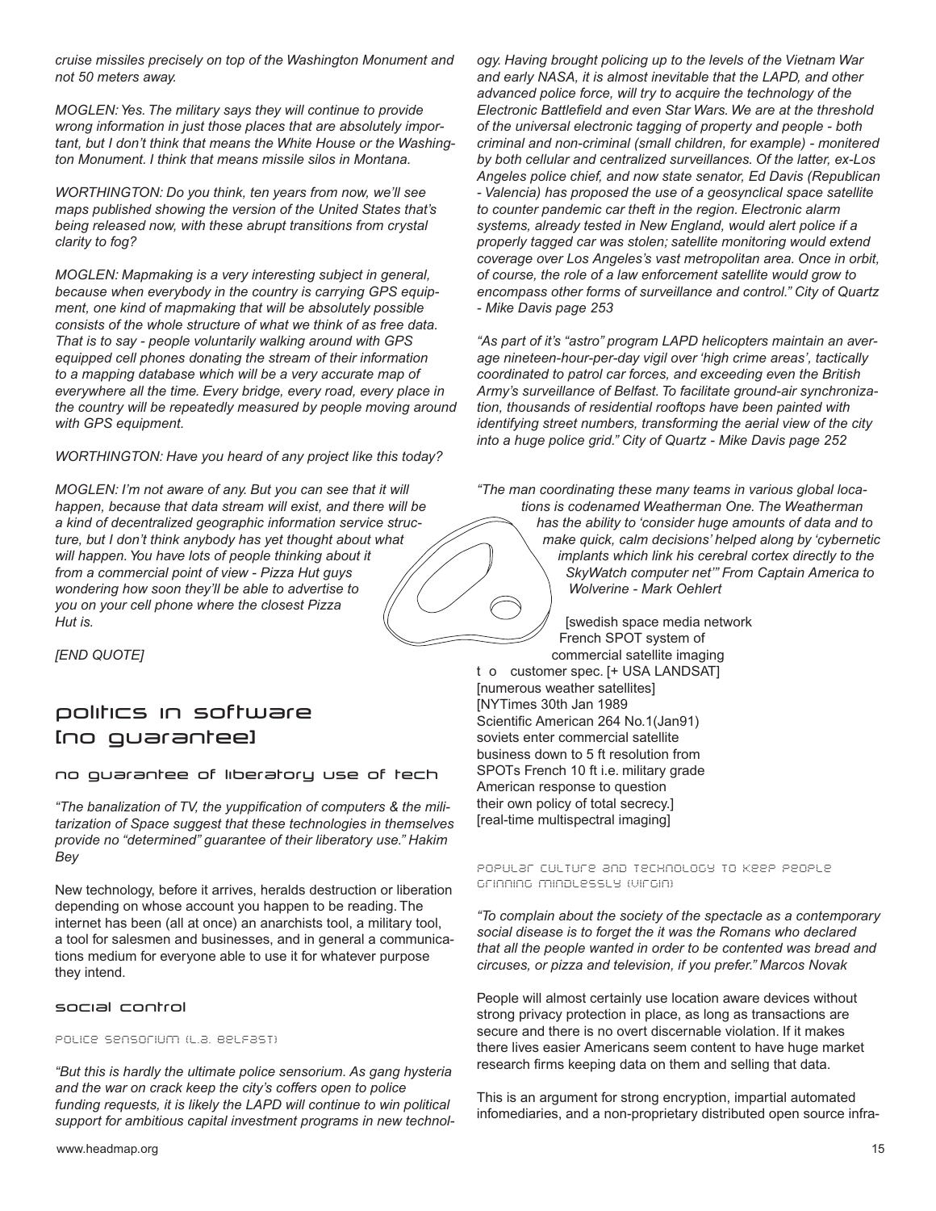*cruise missiles precisely on top of the Washington Monument and not 50 meters away.*

*MOGLEN: Yes. The military says they will continue to provide wrong information in just those places that are absolutely important, but I don't think that means the White House or the Washington Monument. I think that means missile silos in Montana.*

*WORTHINGTON: Do you think, ten years from now, we'll see maps published showing the version of the United States that's being released now, with these abrupt transitions from crystal clarity to fog?*

*MOGLEN: Mapmaking is a very interesting subject in general, because when everybody in the country is carrying GPS equipment, one kind of mapmaking that will be absolutely possible consists of the whole structure of what we think of as free data. That is to say - people voluntarily walking around with GPS equipped cell phones donating the stream of their information to a mapping database which will be a very accurate map of everywhere all the time. Every bridge, every road, every place in the country will be repeatedly measured by people moving around with GPS equipment.*

*WORTHINGTON: Have you heard of any project like this today?*

*MOGLEN: I'm not aware of any. But you can see that it will happen, because that data stream will exist, and there will be a kind of decentralized geographic information service structure, but I don't think anybody has yet thought about what will happen. You have lots of people thinking about it from a commercial point of view - Pizza Hut guys wondering how soon they'll be able to advertise to you on your cell phone where the closest Pizza Hut is.*

*[END QUOTE]*

# politics in software [no guarantee]

### no guarantee of liberatory use of tech

*"The banalization of TV, the yuppification of computers & the militarization of Space suggest that these technologies in themselves provide no "determined" guarantee of their liberatory use." Hakim Bey*

New technology, before it arrives, heralds destruction or liberation depending on whose account you happen to be reading. The internet has been (all at once) an anarchists tool, a military tool, a tool for salesmen and businesses, and in general a communications medium for everyone able to use it for whatever purpose they intend.

### social control

#### police sensorium (L.A. Belfast)

*"But this is hardly the ultimate police sensorium. As gang hysteria and the war on crack keep the city's coffers open to police funding requests, it is likely the LAPD will continue to win political support for ambitious capital investment programs in new technology. Having brought policing up to the levels of the Vietnam War and early NASA, it is almost inevitable that the LAPD, and other advanced police force, will try to acquire the technology of the Electronic Battlefield and even Star Wars. We are at the threshold of the universal electronic tagging of property and people - both criminal and non-criminal (small children, for example) - monitered by both cellular and centralized surveillances. Of the latter, ex-Los Angeles police chief, and now state senator, Ed Davis (Republican - Valencia) has proposed the use of a geosynclical space satellite to counter pandemic car theft in the region. Electronic alarm systems, already tested in New England, would alert police if a properly tagged car was stolen; satellite monitoring would extend coverage over Los Angeles's vast metropolitan area. Once in orbit, of course, the role of a law enforcement satellite would grow to encompass other forms of surveillance and control." City of Quartz - Mike Davis page 253*

*"As part of it's "astro" program LAPD helicopters maintain an average nineteen-hour-per-day vigil over 'high crime areas', tactically coordinated to patrol car forces, and exceeding even the British Army's surveillance of Belfast. To facilitate ground-air synchronization, thousands of residential rooftops have been painted with identifying street numbers, transforming the aerial view of the city into a huge police grid." City of Quartz - Mike Davis page 252*

*"The man coordinating these many teams in various global locations is codenamed Weatherman One. The Weatherman has the ability to 'consider huge amounts of data and to make quick, calm decisions' helped along by 'cybernetic implants which link his cerebral cortex directly to the SkyWatch computer net'" From Captain America to Wolverine - Mark Oehlert*

[swedish space media network
French SPOT system of
commercial satellite imaging
to customer spec. [+ USA LANDSAT]
[numerous weather satellites]
[NYTimes 30th Jan 1989
Scientific American 264 No.1(Jan91)
soviets enter commercial satellite
business down to 5 ft resolution from
SPOTs French 10 ft i.e. military grade
American response to question
their own policy of total secrecy.]
[real-time multispectral imaging]

#### popular culture and technology to keep people grinning mindlessly (virgin)

*"To complain about the society of the spectacle as a contemporary social disease is to forget the it was the Romans who declared that all the people wanted in order to be contented was bread and circuses, or pizza and television, if you prefer." Marcos Novak*

People will almost certainly use location aware devices without strong privacy protection in place, as long as transactions are secure and there is no overt discernable violation. If it makes there lives easier Americans seem content to have huge market research firms keeping data on them and selling that data.

This is an argument for strong encryption, impartial automated infomediaries, and a non-proprietary distributed open source infra-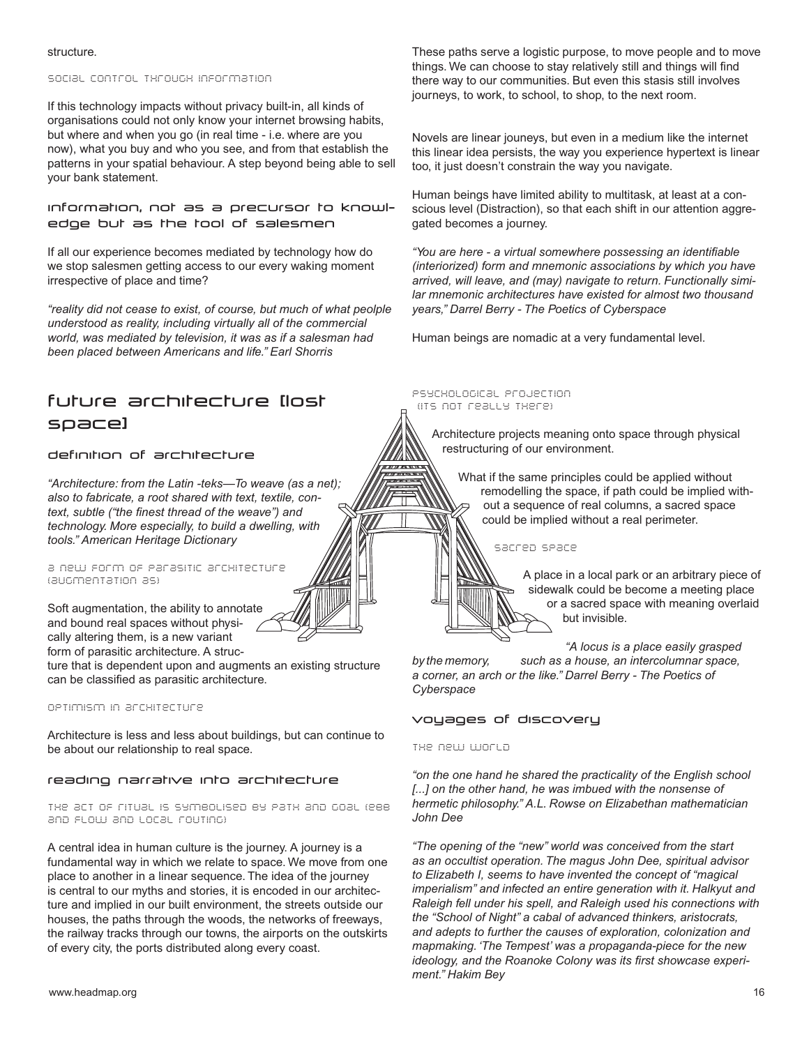structure.

SOCIAL CONTROL THROUGH INFORMATION

If this technology impacts without privacy built-in, all kinds of organisations could not only know your internet browsing habits, but where and when you go (in real time - i.e. where are you now), what you buy and who you see, and from that establish the patterns in your spatial behaviour. A step beyond being able to sell your bank statement.

### information, not as a precursor to knowledge but as the tool of salesmen

If all our experience becomes mediated by technology how do we stop salesmen getting access to our every waking moment irrespective of place and time?

*"reality did not cease to exist, of course, but much of what peolple understood as reality, including virtually all of the commercial world, was mediated by television, it was as if a salesman had been placed between Americans and life." Earl Shorris*

## future architecture [lost space]

### definition of architecture

*"Architecture: from the Latin -teks—To weave (as a net); also to fabricate, a root shared with text, textile, context, subtle ("the finest thread of the weave") and technology. More especially, to build a dwelling, with tools." American Heritage Dictionary*

A NEW FORM OF PARASITIC ARCHITECTURE (AUGMENTATION AS)

Soft augmentation, the ability to annotate and bound real spaces without physically altering them, is a new variant form of parasitic architecture. A structure that is dependent upon and augments an existing structure can be classified as parasitic architecture.

OPTIMISM IN ARCHITECTURE

Architecture is less and less about buildings, but can continue to be about our relationship to real space.

### reading narrative into architecture

THE ACT OF RITUAL IS SYMBOLISED BY PATH AND GOAL (EBB AND FLOW AND LOCAL ROUTING)

A central idea in human culture is the journey. A journey is a fundamental way in which we relate to space. We move from one place to another in a linear sequence. The idea of the journey is central to our myths and stories, it is encoded in our architecture and implied in our built environment, the streets outside our houses, the paths through the woods, the networks of freeways, the railway tracks through our towns, the airports on the outskirts of every city, the ports distributed along every coast.

These paths serve a logistic purpose, to move people and to move things. We can choose to stay relatively still and things will find there way to our communities. But even this stasis still involves journeys, to work, to school, to shop, to the next room.

Novels are linear jouneys, but even in a medium like the internet this linear idea persists, the way you experience hypertext is linear too, it just doesn't constrain the way you navigate.

Human beings have limited ability to multitask, at least at a conscious level (Distraction), so that each shift in our attention aggregated becomes a journey.

*"You are here - a virtual somewhere possessing an identifiable (interiorized) form and mnemonic associations by which you have arrived, will leave, and (may) navigate to return. Functionally similar mnemonic architectures have existed for almost two thousand years," Darrel Berry - The Poetics of Cyberspace*

Human beings are nomadic at a very fundamental level.

PSYCHOLOGICAL PROJECTION (ITS NOT REALLY THERE)

Architecture projects meaning onto space through physical restructuring of our environment.

What if the same principles could be applied without remodelling the space, if path could be implied without a sequence of real columns, a sacred space could be implied without a real perimeter.

SACRED SPACE

A place in a local park or an arbitrary piece of sidewalk could be become a meeting place or a sacred space with meaning overlaid but invisible.

*"A locus is a place easily grasped by the memory, such as a house, an intercolumnar space, a corner, an arch or the like." Darrel Berry - The Poetics of Cyberspace*

### voyages of discovery

THE NEW WORLD

*"on the one hand he shared the practicality of the English school [...] on the other hand, he was imbued with the nonsense of hermetic philosophy." A.L. Rowse on Elizabethan mathematician John Dee*

*"The opening of the "new" world was conceived from the start as an occultist operation. The magus John Dee, spiritual advisor to Elizabeth I, seems to have invented the concept of "magical imperialism" and infected an entire generation with it. Halkyut and Raleigh fell under his spell, and Raleigh used his connections with the "School of Night" a cabal of advanced thinkers, aristocrats, and adepts to further the causes of exploration, colonization and mapmaking. 'The Tempest' was a propaganda-piece for the new ideology, and the Roanoke Colony was its first showcase experiment." Hakim Bey*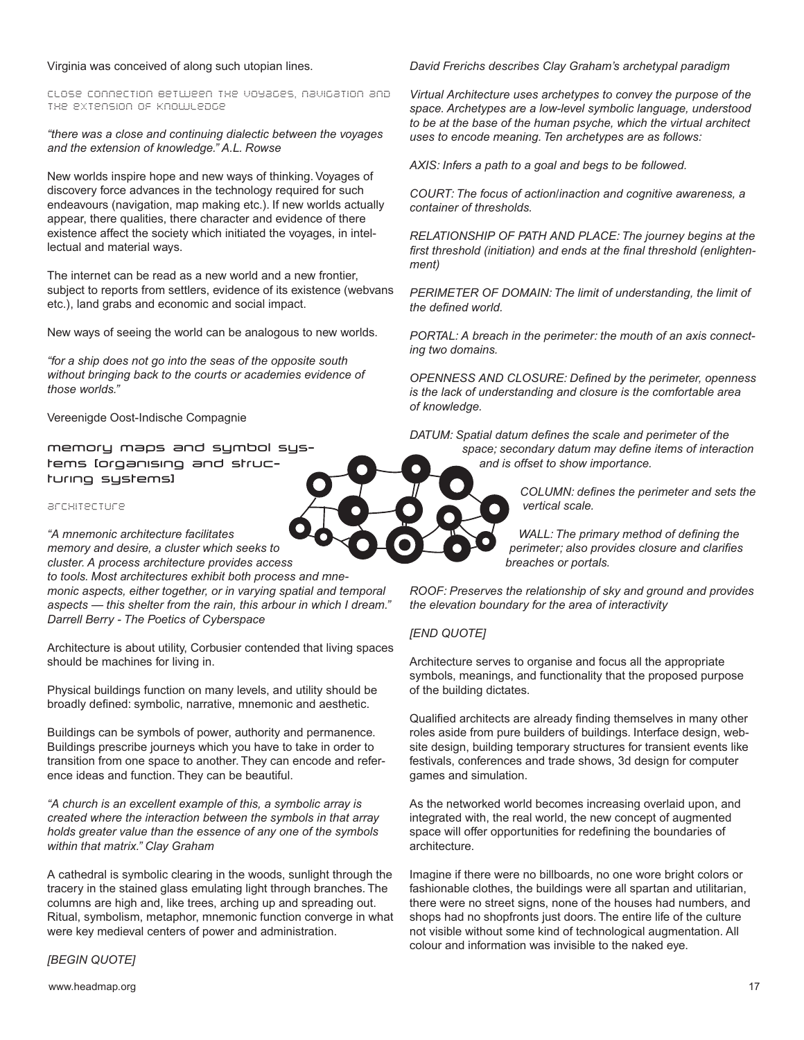Virginia was conceived of along such utopian lines.

### close connection between the voyages, navigation and the extension of knowledge

*"there was a close and continuing dialectic between the voyages and the extension of knowledge." A.L. Rowse*

New worlds inspire hope and new ways of thinking. Voyages of discovery force advances in the technology required for such endeavours (navigation, map making etc.). If new worlds actually appear, there qualities, there character and evidence of there existence affect the society which initiated the voyages, in intellectual and material ways.

The internet can be read as a new world and a new frontier, subject to reports from settlers, evidence of its existence (webvans etc.), land grabs and economic and social impact.

New ways of seeing the world can be analogous to new worlds.

*"for a ship does not go into the seas of the opposite south without bringing back to the courts or academies evidence of those worlds."*

Vereenigde Oost-Indische Compagnie

## memory maps and symbol systems [organising and structuring systems]

### architecture

*"A mnemonic architecture facilitates memory and desire, a cluster which seeks to cluster. A process architecture provides access to tools. Most architectures exhibit both process and mnemonic aspects, either together, or in varying spatial and temporal aspects — this shelter from the rain, this arbour in which I dream." Darrell Berry - The Poetics of Cyberspace*

Architecture is about utility, Corbusier contended that living spaces should be machines for living in.

Physical buildings function on many levels, and utility should be broadly defined: symbolic, narrative, mnemonic and aesthetic.

Buildings can be symbols of power, authority and permanence. Buildings prescribe journeys which you have to take in order to transition from one space to another. They can encode and reference ideas and function. They can be beautiful.

*"A church is an excellent example of this, a symbolic array is created where the interaction between the symbols in that array holds greater value than the essence of any one of the symbols within that matrix." Clay Graham*

A cathedral is symbolic clearing in the woods, sunlight through the tracery in the stained glass emulating light through branches. The columns are high and, like trees, arching up and spreading out. Ritual, symbolism, metaphor, mnemonic function converge in what were key medieval centers of power and administration.

*[BEGIN QUOTE]*

*David Frerichs describes Clay Graham's archetypal paradigm*

*Virtual Architecture uses archetypes to convey the purpose of the space. Archetypes are a low-level symbolic language, understood to be at the base of the human psyche, which the virtual architect uses to encode meaning. Ten archetypes are as follows:*

*AXIS: Infers a path to a goal and begs to be followed.*

*COURT: The focus of action/inaction and cognitive awareness, a container of thresholds.*

*RELATIONSHIP OF PATH AND PLACE: The journey begins at the first threshold (initiation) and ends at the final threshold (enlightenment)*

*PERIMETER OF DOMAIN: The limit of understanding, the limit of the defined world.*

*PORTAL: A breach in the perimeter: the mouth of an axis connecting two domains.*

*OPENNESS AND CLOSURE: Defined by the perimeter, openness is the lack of understanding and closure is the comfortable area of knowledge.*

*DATUM: Spatial datum defines the scale and perimeter of the space; secondary datum may define items of interaction and is offset to show importance.*

*COLUMN: defines the perimeter and sets the vertical scale.*

*WALL: The primary method of defining the perimeter; also provides closure and clarifies breaches or portals.*

*ROOF: Preserves the relationship of sky and ground and provides the elevation boundary for the area of interactivity*

*[END QUOTE]*

Architecture serves to organise and focus all the appropriate symbols, meanings, and functionality that the proposed purpose of the building dictates.

Qualified architects are already finding themselves in many other roles aside from pure builders of buildings. Interface design, website design, building temporary structures for transient events like festivals, conferences and trade shows, 3d design for computer games and simulation.

As the networked world becomes increasing overlaid upon, and integrated with, the real world, the new concept of augmented space will offer opportunities for redefining the boundaries of architecture.

Imagine if there were no billboards, no one wore bright colors or fashionable clothes, the buildings were all spartan and utilitarian, there were no street signs, none of the houses had numbers, and shops had no shopfronts just doors. The entire life of the culture not visible without some kind of technological augmentation. All colour and information was invisible to the naked eye.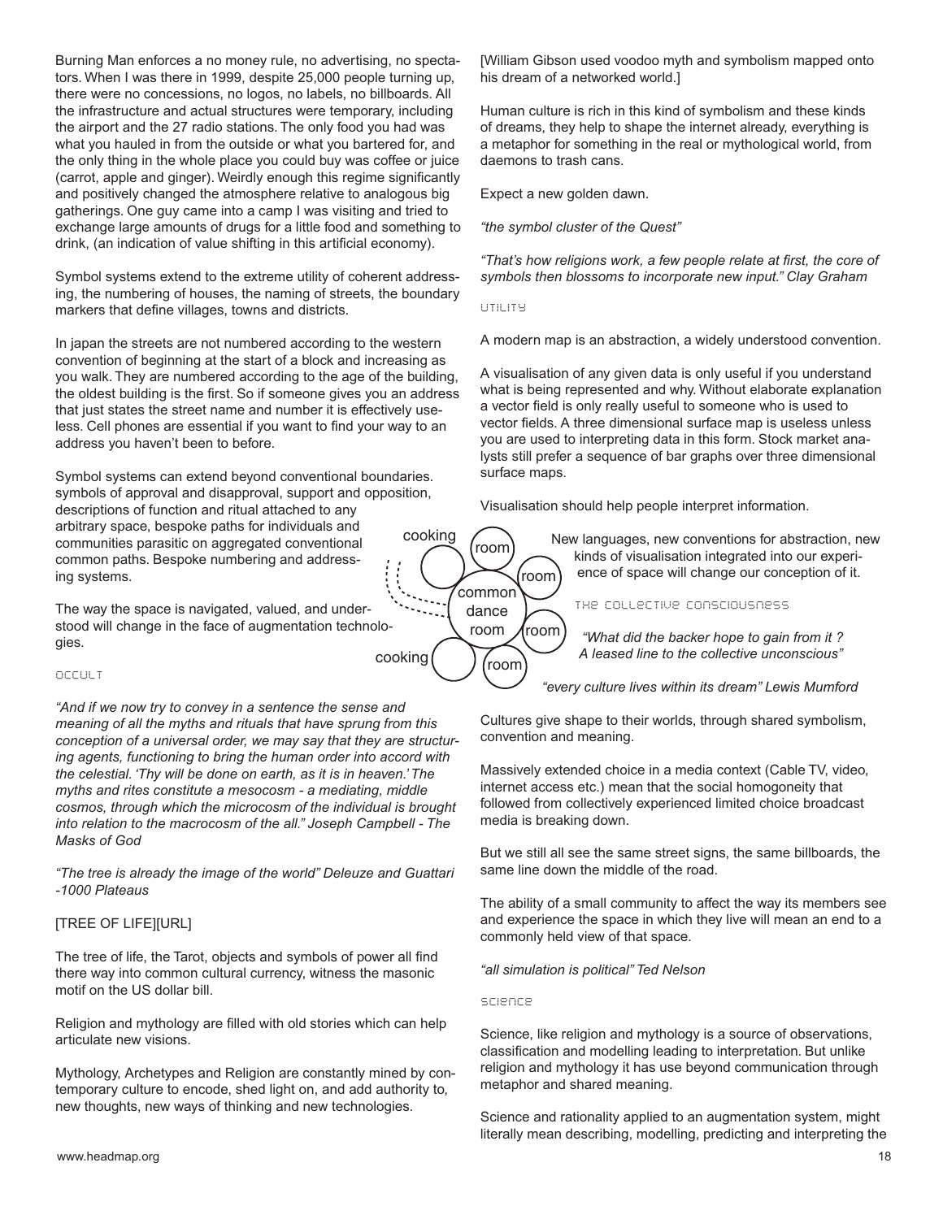Burning Man enforces a no money rule, no advertising, no spectators. When I was there in 1999, despite 25,000 people turning up, there were no concessions, no logos, no labels, no billboards. All the infrastructure and actual structures were temporary, including the airport and the 27 radio stations. The only food you had was what you hauled in from the outside or what you bartered for, and the only thing in the whole place you could buy was coffee or juice (carrot, apple and ginger). Weirdly enough this regime significantly and positively changed the atmosphere relative to analogous big gatherings. One guy came into a camp I was visiting and tried to exchange large amounts of drugs for a little food and something to drink, (an indication of value shifting in this artificial economy).

Symbol systems extend to the extreme utility of coherent addressing, the numbering of houses, the naming of streets, the boundary markers that define villages, towns and districts.

In japan the streets are not numbered according to the western convention of beginning at the start of a block and increasing as you walk. They are numbered according to the age of the building, the oldest building is the first. So if someone gives you an address that just states the street name and number it is effectively useless. Cell phones are essential if you want to find your way to an address you haven't been to before.

Symbol systems can extend beyond conventional boundaries. symbols of approval and disapproval, support and opposition, descriptions of function and ritual attached to any arbitrary space, bespoke paths for individuals and communities parasitic on aggregated conventional common paths. Bespoke numbering and addressing systems.

The way the space is navigated, valued, and understood will change in the face of augmentation technologies.

cooking / room / room / common dance room / room / cooking / room

### occult

*"And if we now try to convey in a sentence the sense and meaning of all the myths and rituals that have sprung from this conception of a universal order, we may say that they are structuring agents, functioning to bring the human order into accord with the celestial. 'Thy will be done on earth, as it is in heaven.' The myths and rites constitute a mesocosm - a mediating, middle cosmos, through which the microcosm of the individual is brought into relation to the macrocosm of the all." Joseph Campbell - The Masks of God*

*"The tree is already the image of the world" Deleuze and Guattari -1000 Plateaus*

[TREE OF LIFE][URL]

The tree of life, the Tarot, objects and symbols of power all find there way into common cultural currency, witness the masonic motif on the US dollar bill.

Religion and mythology are filled with old stories which can help articulate new visions.

Mythology, Archetypes and Religion are constantly mined by contemporary culture to encode, shed light on, and add authority to, new thoughts, new ways of thinking and new technologies.

[William Gibson used voodoo myth and symbolism mapped onto his dream of a networked world.]

Human culture is rich in this kind of symbolism and these kinds of dreams, they help to shape the internet already, everything is a metaphor for something in the real or mythological world, from daemons to trash cans.

Expect a new golden dawn.

*"the symbol cluster of the Quest"*

*"That's how religions work, a few people relate at first, the core of symbols then blossoms to incorporate new input." Clay Graham*

### utility

A modern map is an abstraction, a widely understood convention.

A visualisation of any given data is only useful if you understand what is being represented and why. Without elaborate explanation a vector field is only really useful to someone who is used to vector fields. A three dimensional surface map is useless unless you are used to interpreting data in this form. Stock market analysts still prefer a sequence of bar graphs over three dimensional surface maps.

Visualisation should help people interpret information.

New languages, new conventions for abstraction, new kinds of visualisation integrated into our experience of space will change our conception of it.

### the collective consciousness

*"What did the backer hope to gain from it ? A leased line to the collective unconscious"*

*"every culture lives within its dream" Lewis Mumford*

Cultures give shape to their worlds, through shared symbolism, convention and meaning.

Massively extended choice in a media context (Cable TV, video, internet access etc.) mean that the social homogoneity that followed from collectively experienced limited choice broadcast media is breaking down.

But we still all see the same street signs, the same billboards, the same line down the middle of the road.

The ability of a small community to affect the way its members see and experience the space in which they live will mean an end to a commonly held view of that space.

*"all simulation is political" Ted Nelson*

### science

Science, like religion and mythology is a source of observations, classification and modelling leading to interpretation. But unlike religion and mythology it has use beyond communication through metaphor and shared meaning.

Science and rationality applied to an augmentation system, might literally mean describing, modelling, predicting and interpreting the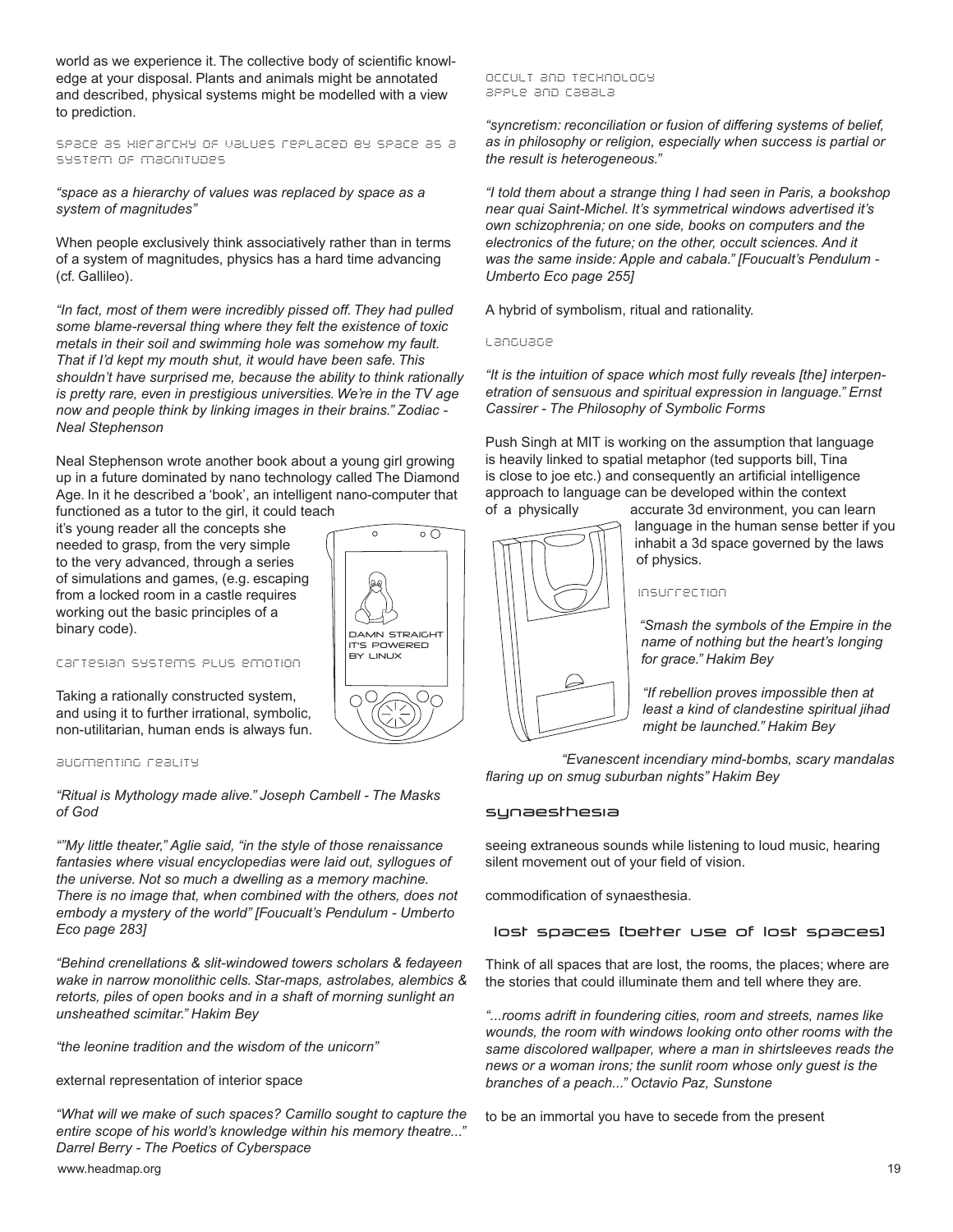world as we experience it. The collective body of scientific knowledge at your disposal. Plants and animals might be annotated and described, physical systems might be modelled with a view to prediction.

### space as hierarchy of values replaced by space as a system of magnitudes

*“space as a hierarchy of values was replaced by space as a system of magnitudes”*

When people exclusively think associatively rather than in terms of a system of magnitudes, physics has a hard time advancing (cf. Gallileo).

*“In fact, most of them were incredibly pissed off. They had pulled some blame-reversal thing where they felt the existence of toxic metals in their soil and swimming hole was somehow my fault. That if I’d kept my mouth shut, it would have been safe. This shouldn’t have surprised me, because the ability to think rationally is pretty rare, even in prestigious universities. We’re in the TV age now and people think by linking images in their brains.” Zodiac - Neal Stephenson*

Neal Stephenson wrote another book about a young girl growing up in a future dominated by nano technology called The Diamond Age. In it he described a ‘book’, an intelligent nano-computer that functioned as a tutor to the girl, it could teach it’s young reader all the concepts she needed to grasp, from the very simple to the very advanced, through a series of simulations and games, (e.g. escaping from a locked room in a castle requires working out the basic principles of a binary code).

DAMN STRAIGHT IT'S POWERED BY LINUX

### cartesian systems plus emotion

Taking a rationally constructed system, and using it to further irrational, symbolic, non-utilitarian, human ends is always fun.

### augmenting reality

*“Ritual is Mythology made alive.” Joseph Cambell - The Masks of God*

*“”My little theater,” Aglie said, “in the style of those renaissance fantasies where visual encyclopedias were laid out, syllogues of the universe. Not so much a dwelling as a memory machine. There is no image that, when combined with the others, does not embody a mystery of the world” [Foucualt’s Pendulum - Umberto Eco page 283]*

*“Behind crenellations & slit-windowed towers scholars & fedayeen wake in narrow monolithic cells. Star-maps, astrolabes, alembics & retorts, piles of open books and in a shaft of morning sunlight an unsheathed scimitar.” Hakim Bey*

*“the leonine tradition and the wisdom of the unicorn”*

external representation of interior space

*“What will we make of such spaces? Camillo sought to capture the entire scope of his world’s knowledge within his memory theatre...” Darrel Berry - The Poetics of Cyberspace*

### occult and technology apple and cabala

*“syncretism: reconciliation or fusion of differing systems of belief, as in philosophy or religion, especially when success is partial or the result is heterogeneous.”*

*“I told them about a strange thing I had seen in Paris, a bookshop near quai Saint-Michel. It’s symmetrical windows advertised it’s own schizophrenia; on one side, books on computers and the electronics of the future; on the other, occult sciences. And it was the same inside: Apple and cabala.” [Foucualt’s Pendulum - Umberto Eco page 255]*

A hybrid of symbolism, ritual and rationality.

### language

*“It is the intuition of space which most fully reveals [the] interpenetration of sensuous and spiritual expression in language.” Ernst Cassirer - The Philosophy of Symbolic Forms*

Push Singh at MIT is working on the assumption that language is heavily linked to spatial metaphor (ted supports bill, Tina is close to joe etc.) and consequently an artificial intelligence approach to language can be developed within the context of a physically accurate 3d environment, you can learn language in the human sense better if you inhabit a 3d space governed by the laws of physics.

### insurrection

*“Smash the symbols of the Empire in the name of nothing but the heart’s longing for grace.” Hakim Bey*

*“If rebellion proves impossible then at least a kind of clandestine spiritual jihad might be launched.” Hakim Bey*

*“Evanescent incendiary mind-bombs, scary mandalas flaring up on smug suburban nights” Hakim Bey*

## synaesthesia

seeing extraneous sounds while listening to loud music, hearing silent movement out of your field of vision.

commodification of synaesthesia.

## lost spaces [better use of lost spaces]

Think of all spaces that are lost, the rooms, the places; where are the stories that could illuminate them and tell where they are.

*“...rooms adrift in foundering cities, room and streets, names like wounds, the room with windows looking onto other rooms with the same discolored wallpaper, where a man in shirtsleeves reads the news or a woman irons; the sunlit room whose only guest is the branches of a peach...” Octavio Paz, Sunstone*

to be an immortal you have to secede from the present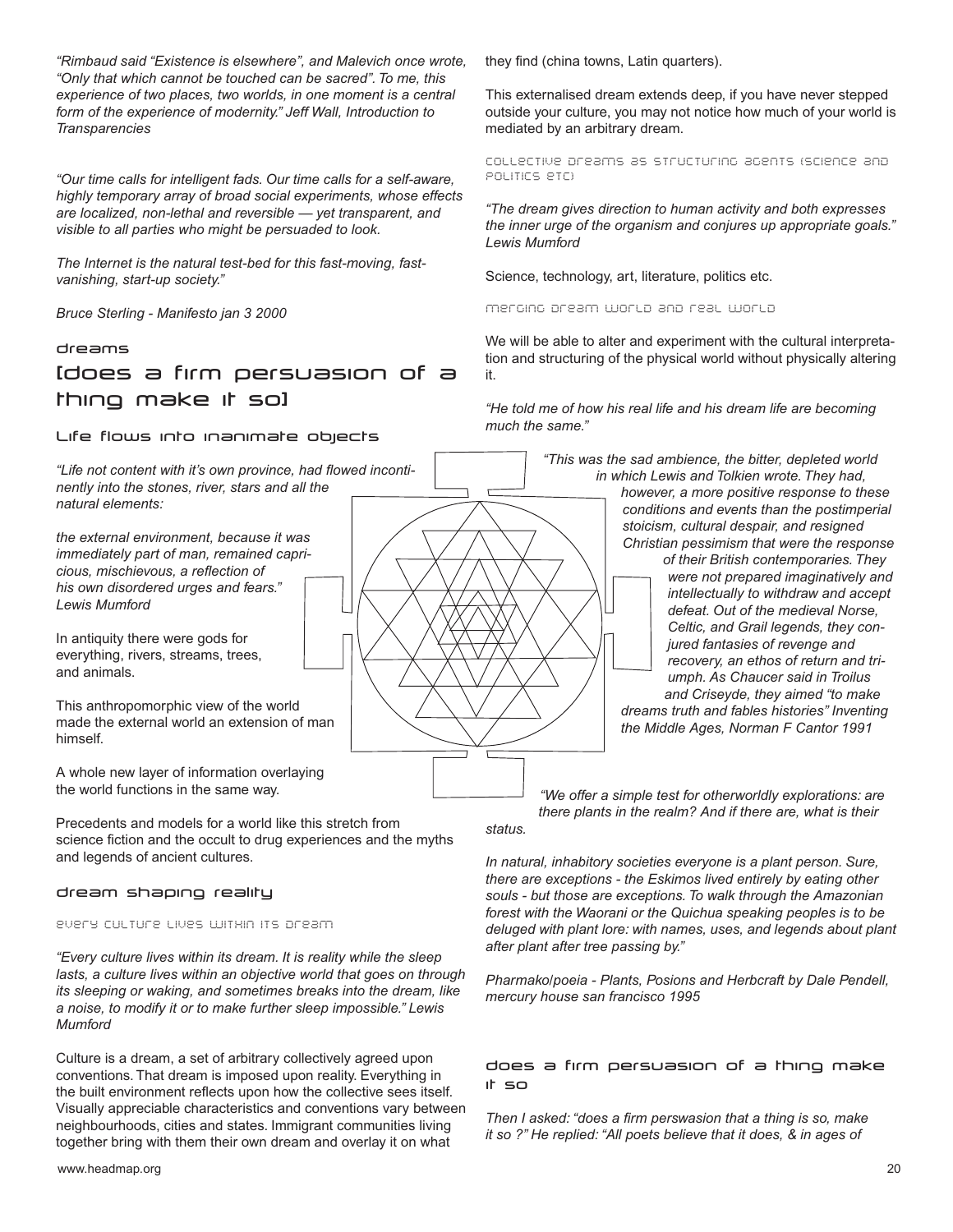*"Rimbaud said "Existence is elsewhere", and Malevich once wrote, "Only that which cannot be touched can be sacred". To me, this experience of two places, two worlds, in one moment is a central form of the experience of modernity." Jeff Wall, Introduction to Transparencies*

*"Our time calls for intelligent fads. Our time calls for a self-aware, highly temporary array of broad social experiments, whose effects are localized, non-lethal and reversible — yet transparent, and visible to all parties who might be persuaded to look.*

*The Internet is the natural test-bed for this fast-moving, fast-vanishing, start-up society."*

*Bruce Sterling - Manifesto jan 3 2000*

## dreams

# [does a firm persuasion of a thing make it so]

### Life flows into inanimate objects

*"Life not content with it's own province, had flowed incontinently into the stones, river, stars and all the natural elements:*

*the external environment, because it was immediately part of man, remained capricious, mischievous, a reflection of his own disordered urges and fears." Lewis Mumford*

In antiquity there were gods for everything, rivers, streams, trees, and animals.

This anthropomorphic view of the world made the external world an extension of man himself.

A whole new layer of information overlaying the world functions in the same way.

Precedents and models for a world like this stretch from science fiction and the occult to drug experiences and the myths and legends of ancient cultures.

### dream shaping reality

#### every culture lives within its dream

*"Every culture lives within its dream. It is reality while the sleep lasts, a culture lives within an objective world that goes on through its sleeping or waking, and sometimes breaks into the dream, like a noise, to modify it or to make further sleep impossible." Lewis Mumford*

Culture is a dream, a set of arbitrary collectively agreed upon conventions. That dream is imposed upon reality. Everything in the built environment reflects upon how the collective sees itself. Visually appreciable characteristics and conventions vary between neighbourhoods, cities and states. Immigrant communities living together bring with them their own dream and overlay it on what they find (china towns, Latin quarters).

This externalised dream extends deep, if you have never stepped outside your culture, you may not notice how much of your world is mediated by an arbitrary dream.

#### collective dreams as structuring agents (science and politics etc)

*"The dream gives direction to human activity and both expresses the inner urge of the organism and conjures up appropriate goals." Lewis Mumford*

Science, technology, art, literature, politics etc.

#### merging dream world and real world

We will be able to alter and experiment with the cultural interpretation and structuring of the physical world without physically altering it.

*"He told me of how his real life and his dream life are becoming much the same."*

*"This was the sad ambience, the bitter, depleted world in which Lewis and Tolkien wrote. They had, however, a more positive response to these conditions and events than the postimperial stoicism, cultural despair, and resigned Christian pessimism that were the response of their British contemporaries. They were not prepared imaginatively and intellectually to withdraw and accept defeat. Out of the medieval Norse, Celtic, and Grail legends, they conjured fantasies of revenge and recovery, an ethos of return and triumph. As Chaucer said in Troilus and Criseyde, they aimed "to make dreams truth and fables histories" Inventing the Middle Ages, Norman F Cantor 1991*

*"We offer a simple test for otherworldly explorations: are there plants in the realm? And if there are, what is their status.*

*In natural, inhabitory societies everyone is a plant person. Sure, there are exceptions - the Eskimos lived entirely by eating other souls - but those are exceptions. To walk through the Amazonian forest with the Waorani or the Quichua speaking peoples is to be deluged with plant lore: with names, uses, and legends about plant after plant after tree passing by."*

*Pharmako/poeia - Plants, Posions and Herbcraft by Dale Pendell, mercury house san francisco 1995*

### does a firm persuasion of a thing make it so

*Then I asked: "does a firm perswasion that a thing is so, make it so ?" He replied: "All poets believe that it does, & in ages of*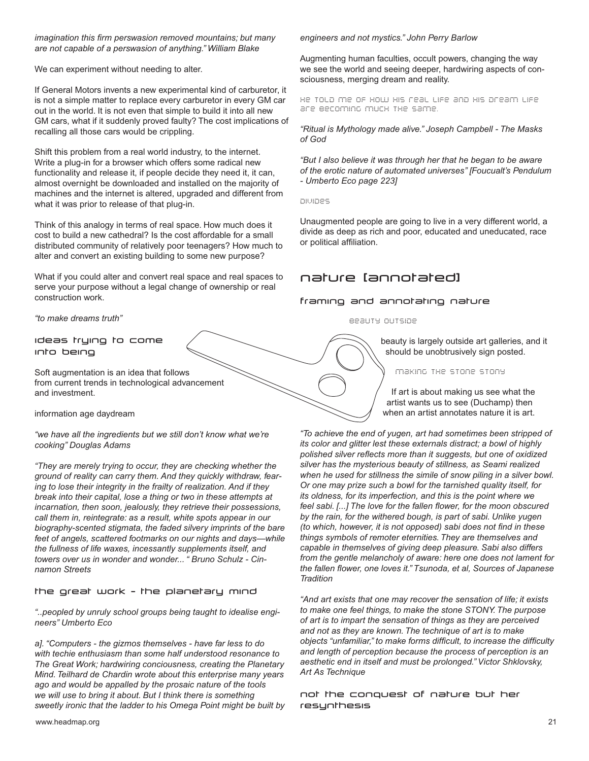*imagination this firm perswasion removed mountains; but many are not capable of a perswasion of anything." William Blake*

We can experiment without needing to alter.

If General Motors invents a new experimental kind of carburetor, it is not a simple matter to replace every carburetor in every GM car out in the world. It is not even that simple to build it into all new GM cars, what if it suddenly proved faulty? The cost implications of recalling all those cars would be crippling.

Shift this problem from a real world industry, to the internet. Write a plug-in for a browser which offers some radical new functionality and release it, if people decide they need it, it can, almost overnight be downloaded and installed on the majority of machines and the internet is altered, upgraded and different from what it was prior to release of that plug-in.

Think of this analogy in terms of real space. How much does it cost to build a new cathedral? Is the cost affordable for a small distributed community of relatively poor teenagers? How much to alter and convert an existing building to some new purpose?

What if you could alter and convert real space and real spaces to serve your purpose without a legal change of ownership or real construction work.

*"to make dreams truth"*

### ideas trying to come into being

Soft augmentation is an idea that follows from current trends in technological advancement and investment.

information age daydream

*"we have all the ingredients but we still don't know what we're cooking" Douglas Adams*

*"They are merely trying to occur, they are checking whether the ground of reality can carry them. And they quickly withdraw, fearing to lose their integrity in the frailty of realization. And if they break into their capital, lose a thing or two in these attempts at incarnation, then soon, jealously, they retrieve their possessions, call them in, reintegrate: as a result, white spots appear in our biography-scented stigmata, the faded silvery imprints of the bare feet of angels, scattered footmarks on our nights and days—while the fullness of life waxes, incessantly supplements itself, and towers over us in wonder and wonder... " Bruno Schulz - Cinnamon Streets*

### the great work - the planetary mind

*"..peopled by unruly school groups being taught to idealise engineers" Umberto Eco*

*a]. "Computers - the gizmos themselves - have far less to do with techie enthusiasm than some half understood resonance to The Great Work; hardwiring conciousness, creating the Planetary Mind. Teilhard de Chardin wrote about this enterprise many years ago and would be appalled by the prosaic nature of the tools we will use to bring it about. But I think there is something sweetly ironic that the ladder to his Omega Point might be built by engineers and not mystics." John Perry Barlow*

Augmenting human faculties, occult powers, changing the way we see the world and seeing deeper, hardwiring aspects of consciousness, merging dream and reality.

he told me of how his real life and his dream life are becoming much the same.

*"Ritual is Mythology made alive." Joseph Campbell - The Masks of God*

*"But I also believe it was through her that he began to be aware of the erotic nature of automated universes" [Foucualt's Pendulum - Umberto Eco page 223]*

divides

Unaugmented people are going to live in a very different world, a divide as deep as rich and poor, educated and uneducated, race or political affiliation.

## nature [annotated]

### framing and annotating nature

beauty outside

beauty is largely outside art galleries, and it should be unobtrusively sign posted.

making the stone stony

If art is about making us see what the artist wants us to see (Duchamp) then when an artist annotates nature it is art.

*"To achieve the end of yugen, art had sometimes been stripped of its color and glitter lest these externals distract; a bowl of highly polished silver reflects more than it suggests, but one of oxidized silver has the mysterious beauty of stillness, as Seami realized when he used for stillness the simile of snow piling in a silver bowl. Or one may prize such a bowl for the tarnished quality itself, for its oldness, for its imperfection, and this is the point where we feel sabi. [...] The love for the fallen flower, for the moon obscured by the rain, for the withered bough, is part of sabi. Unlike yugen (to which, however, it is not opposed) sabi does not find in these things symbols of remoter eternities. They are themselves and capable in themselves of giving deep pleasure. Sabi also differs from the gentle melancholy of aware: here one does not lament for the fallen flower, one loves it." Tsunoda, et al, Sources of Japanese Tradition*

*"And art exists that one may recover the sensation of life; it exists to make one feel things, to make the stone STONY. The purpose of art is to impart the sensation of things as they are perceived and not as they are known. The technique of art is to make objects "unfamiliar," to make forms difficult, to increase the difficulty and length of perception because the process of perception is an aesthetic end in itself and must be prolonged." Victor Shklovsky, Art As Technique*

### not the conquest of nature but her resynthesis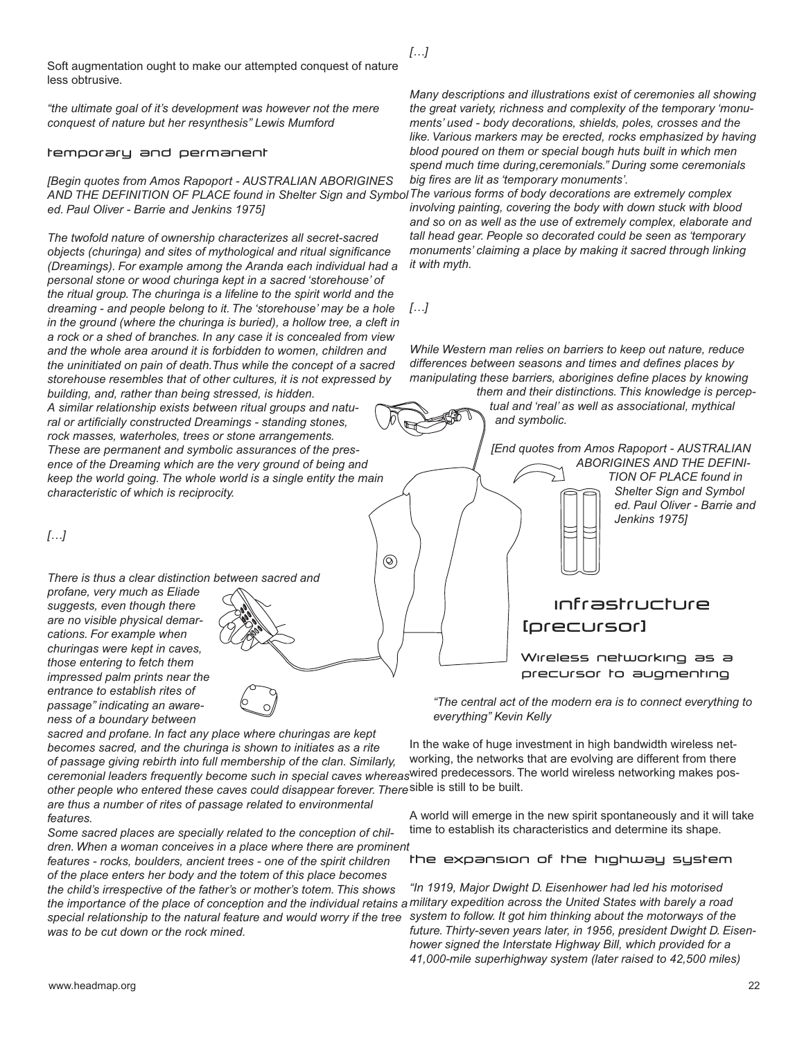Soft augmentation ought to make our attempted conquest of nature less obtrusive.

*"the ultimate goal of it's development was however not the mere conquest of nature but her resynthesis" Lewis Mumford*

### temporary and permanent

*[Begin quotes from Amos Rapoport - AUSTRALIAN ABORIGINES AND THE DEFINITION OF PLACE found in Shelter Sign and Symbol ed. Paul Oliver - Barrie and Jenkins 1975]*

*The twofold nature of ownership characterizes all secret-sacred objects (churinga) and sites of mythological and ritual significance (Dreamings). For example among the Aranda each individual had a personal stone or wood churinga kept in a sacred 'storehouse' of the ritual group. The churinga is a lifeline to the spirit world and the dreaming - and people belong to it. The 'storehouse' may be a hole in the ground (where the churinga is buried), a hollow tree, a cleft in a rock or a shed of branches. In any case it is concealed from view and the whole area around it is forbidden to women, children and the uninitiated on pain of death. Thus while the concept of a sacred storehouse resembles that of other cultures, it is not expressed by building, and, rather than being stressed, is hidden.*
*A similar relationship exists between ritual groups and natural or artificially constructed Dreamings - standing stones, rock masses, waterholes, trees or stone arrangements. These are permanent and symbolic assurances of the presence of the Dreaming which are the very ground of being and keep the world going. The whole world is a single entity the main characteristic of which is reciprocity.*

*[…]*

*There is thus a clear distinction between sacred and profane, very much as Eliade suggests, even though there are no visible physical demarcations. For example when churingas were kept in caves, those entering to fetch them impressed palm prints near the entrance to establish rites of passage" indicating an awareness of a boundary between sacred and profane. In fact any place where churingas are kept becomes sacred, and the churinga is shown to initiates as a rite of passage giving rebirth into full membership of the clan. Similarly, ceremonial leaders frequently become such in special caves whereas other people who entered these caves could disappear forever. There are thus a number of rites of passage related to environmental features.*
*Some sacred places are specially related to the conception of children. When a woman conceives in a place where there are prominent features - rocks, boulders, ancient trees - one of the spirit children of the place enters her body and the totem of this place becomes the child's irrespective of the father's or mother's totem. This shows the importance of the place of conception and the individual retains a special relationship to the natural feature and would worry if the tree was to be cut down or the rock mined.*

*[…]*

*Many descriptions and illustrations exist of ceremonies all showing the great variety, richness and complexity of the temporary 'monuments' used - body decorations, shields, poles, crosses and the like. Various markers may be erected, rocks emphasized by having blood poured on them or special bough huts built in which men spend much time during,ceremonials." During some ceremonials big fires are lit as 'temporary monuments'.*
*The various forms of body decorations are extremely complex involving painting, covering the body with down stuck with blood and so on as well as the use of extremely complex, elaborate and tall head gear. People so decorated could be seen as 'temporary monuments' claiming a place by making it sacred through linking it with myth.*

*[…]*

*While Western man relies on barriers to keep out nature, reduce differences between seasons and times and defines places by manipulating these barriers, aborigines define places by knowing them and their distinctions. This knowledge is perceptual and 'real' as well as associational, mythical and symbolic.*

*[End quotes from Amos Rapoport - AUSTRALIAN ABORIGINES AND THE DEFINITION OF PLACE found in Shelter Sign and Symbol ed. Paul Oliver - Barrie and Jenkins 1975]*

## infrastructure [precursor]

### Wireless networking as a precursor to augmenting

*"The central act of the modern era is to connect everything to everything" Kevin Kelly*

In the wake of huge investment in high bandwidth wireless networking, the networks that are evolving are different from there wired predecessors. The world wireless networking makes possible is still to be built.

A world will emerge in the new spirit spontaneously and it will take time to establish its characteristics and determine its shape.

### the expansion of the highway system

*"In 1919, Major Dwight D. Eisenhower had led his motorised military expedition across the United States with barely a road system to follow. It got him thinking about the motorways of the future. Thirty-seven years later, in 1956, president Dwight D. Eisenhower signed the Interstate Highway Bill, which provided for a 41,000-mile superhighway system (later raised to 42,500 miles)*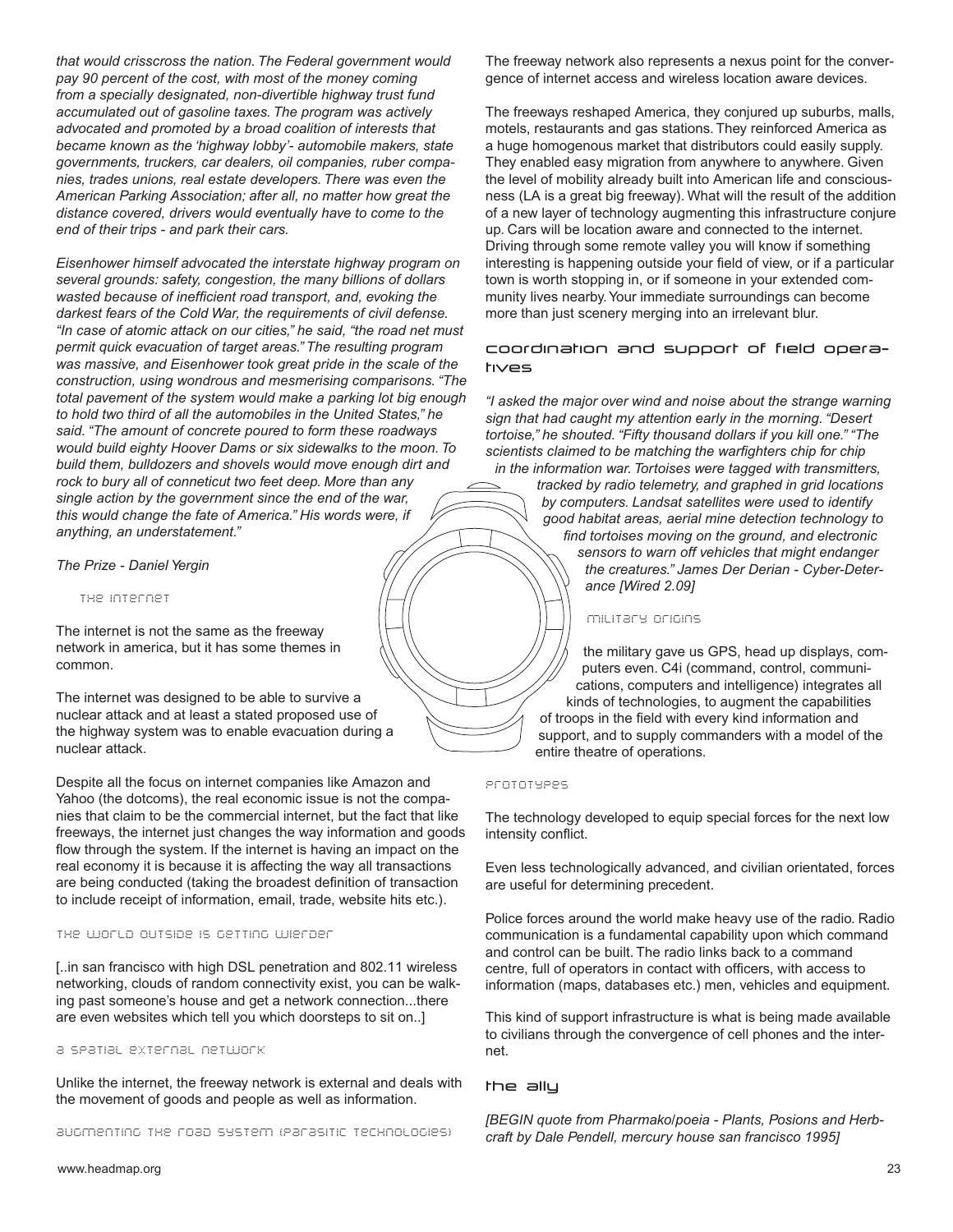*that would crisscross the nation. The Federal government would pay 90 percent of the cost, with most of the money coming from a specially designated, non-divertible highway trust fund accumulated out of gasoline taxes. The program was actively advocated and promoted by a broad coalition of interests that became known as the 'highway lobby'- automobile makers, state governments, truckers, car dealers, oil companies, ruber companies, trades unions, real estate developers. There was even the American Parking Association; after all, no matter how great the distance covered, drivers would eventually have to come to the end of their trips - and park their cars.*

*Eisenhower himself advocated the interstate highway program on several grounds: safety, congestion, the many billions of dollars wasted because of inefficient road transport, and, evoking the darkest fears of the Cold War, the requirements of civil defense. "In case of atomic attack on our cities," he said, "the road net must permit quick evacuation of target areas." The resulting program was massive, and Eisenhower took great pride in the scale of the construction, using wondrous and mesmerising comparisons. "The total pavement of the system would make a parking lot big enough to hold two third of all the automobiles in the United States," he said. "The amount of concrete poured to form these roadways would build eighty Hoover Dams or six sidewalks to the moon. To build them, bulldozers and shovels would move enough dirt and rock to bury all of conneticut two feet deep. More than any single action by the government since the end of the war, this would change the fate of America." His words were, if anything, an understatement."*

*The Prize - Daniel Yergin*

### the internet

The internet is not the same as the freeway network in america, but it has some themes in common.

The internet was designed to be able to survive a nuclear attack and at least a stated proposed use of the highway system was to enable evacuation during a nuclear attack.

Despite all the focus on internet companies like Amazon and Yahoo (the dotcoms), the real economic issue is not the companies that claim to be the commercial internet, but the fact that like freeways, the internet just changes the way information and goods flow through the system. If the internet is having an impact on the real economy it is because it is affecting the way all transactions are being conducted (taking the broadest definition of transaction to include receipt of information, email, trade, website hits etc.).

### the world outside is getting wierder

[..in san francisco with high DSL penetration and 802.11 wireless networking, clouds of random connectivity exist, you can be walking past someone's house and get a network connection...there are even websites which tell you which doorsteps to sit on..]

### a spatial external network

Unlike the internet, the freeway network is external and deals with the movement of goods and people as well as information.

### augmenting the road system (parasitic technologies)

The freeway network also represents a nexus point for the convergence of internet access and wireless location aware devices.

The freeways reshaped America, they conjured up suburbs, malls, motels, restaurants and gas stations. They reinforced America as a huge homogenous market that distributors could easily supply. They enabled easy migration from anywhere to anywhere. Given the level of mobility already built into American life and consciousness (LA is a great big freeway). What will the result of the addition of a new layer of technology augmenting this infrastructure conjure up. Cars will be location aware and connected to the internet. Driving through some remote valley you will know if something interesting is happening outside your field of view, or if a particular town is worth stopping in, or if someone in your extended community lives nearby. Your immediate surroundings can become more than just scenery merging into an irrelevant blur.

## coordination and support of field operatives

*"I asked the major over wind and noise about the strange warning sign that had caught my attention early in the morning. "Desert tortoise," he shouted. "Fifty thousand dollars if you kill one." "The scientists claimed to be matching the warfighters chip for chip in the information war. Tortoises were tagged with transmitters, tracked by radio telemetry, and graphed in grid locations by computers. Landsat satellites were used to identify good habitat areas, aerial mine detection technology to find tortoises moving on the ground, and electronic sensors to warn off vehicles that might endanger the creatures." James Der Derian - Cyber-Deterance [Wired 2.09]*

### military origins

the military gave us GPS, head up displays, computers even. C4i (command, control, communications, computers and intelligence) integrates all kinds of technologies, to augment the capabilities of troops in the field with every kind information and support, and to supply commanders with a model of the entire theatre of operations.

### prototypes

The technology developed to equip special forces for the next low intensity conflict.

Even less technologically advanced, and civilian orientated, forces are useful for determining precedent.

Police forces around the world make heavy use of the radio. Radio communication is a fundamental capability upon which command and control can be built. The radio links back to a command centre, full of operators in contact with officers, with access to information (maps, databases etc.) men, vehicles and equipment.

This kind of support infrastructure is what is being made available to civilians through the convergence of cell phones and the internet.

## the ally

*[BEGIN quote from Pharmako/poeia - Plants, Posions and Herbcraft by Dale Pendell, mercury house san francisco 1995]*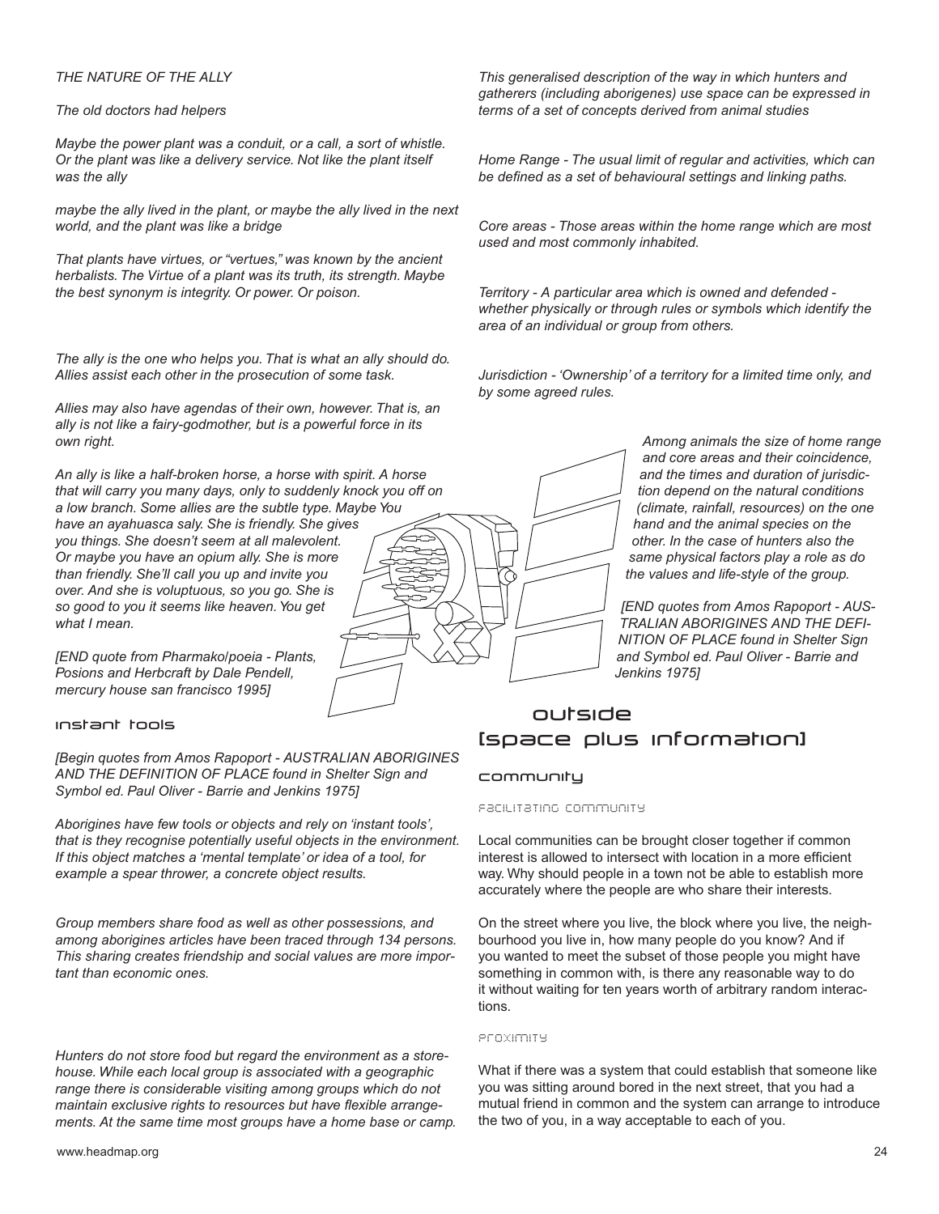*THE NATURE OF THE ALLY*

*The old doctors had helpers*

*Maybe the power plant was a conduit, or a call, a sort of whistle. Or the plant was like a delivery service. Not like the plant itself was the ally*

*maybe the ally lived in the plant, or maybe the ally lived in the next world, and the plant was like a bridge*

*That plants have virtues, or "vertues," was known by the ancient herbalists. The Virtue of a plant was its truth, its strength. Maybe the best synonym is integrity. Or power. Or poison.*

*The ally is the one who helps you. That is what an ally should do. Allies assist each other in the prosecution of some task.*

*Allies may also have agendas of their own, however. That is, an ally is not like a fairy-godmother, but is a powerful force in its own right.*

*An ally is like a half-broken horse, a horse with spirit. A horse that will carry you many days, only to suddenly knock you off on a low branch. Some allies are the subtle type. Maybe You have an ayahuasca saly. She is friendly. She gives you things. She doesn't seem at all malevolent. Or maybe you have an opium ally. She is more than friendly. She'll call you up and invite you over. And she is voluptuous, so you go. She is so good to you it seems like heaven. You get what I mean.*

*[END quote from Pharmako/poeia - Plants, Posions and Herbcraft by Dale Pendell, mercury house san francisco 1995]*

## instant tools

*[Begin quotes from Amos Rapoport - AUSTRALIAN ABORIGINES AND THE DEFINITION OF PLACE found in Shelter Sign and Symbol ed. Paul Oliver - Barrie and Jenkins 1975]*

*Aborigines have few tools or objects and rely on 'instant tools', that is they recognise potentially useful objects in the environment. If this object matches a 'mental template' or idea of a tool, for example a spear thrower, a concrete object results.*

*Group members share food as well as other possessions, and among aborigines articles have been traced through 134 persons. This sharing creates friendship and social values are more important than economic ones.*

*Hunters do not store food but regard the environment as a storehouse. While each local group is associated with a geographic range there is considerable visiting among groups which do not maintain exclusive rights to resources but have flexible arrangements. At the same time most groups have a home base or camp.*

*This generalised description of the way in which hunters and gatherers (including aborigenes) use space can be expressed in terms of a set of concepts derived from animal studies*

*Home Range - The usual limit of regular and activities, which can be defined as a set of behavioural settings and linking paths.*

*Core areas - Those areas within the home range which are most used and most commonly inhabited.*

*Territory - A particular area which is owned and defended - whether physically or through rules or symbols which identify the area of an individual or group from others.*

*Jurisdiction - 'Ownership' of a territory for a limited time only, and by some agreed rules.*

*Among animals the size of home range and core areas and their coincidence, and the times and duration of jurisdiction depend on the natural conditions (climate, rainfall, resources) on the one hand and the animal species on the other. In the case of hunters also the same physical factors play a role as do the values and life-style of the group.*

*[END quotes from Amos Rapoport - AUSTRALIAN ABORIGINES AND THE DEFINITION OF PLACE found in Shelter Sign and Symbol ed. Paul Oliver - Barrie and Jenkins 1975]*

# outside [space plus information]

## community

### facilitating community

Local communities can be brought closer together if common interest is allowed to intersect with location in a more efficient way. Why should people in a town not be able to establish more accurately where the people are who share their interests.

On the street where you live, the block where you live, the neighbourhood you live in, how many people do you know? And if you wanted to meet the subset of those people you might have something in common with, is there any reasonable way to do it without waiting for ten years worth of arbitrary random interactions.

### proximity

What if there was a system that could establish that someone like you was sitting around bored in the next street, that you had a mutual friend in common and the system can arrange to introduce the two of you, in a way acceptable to each of you.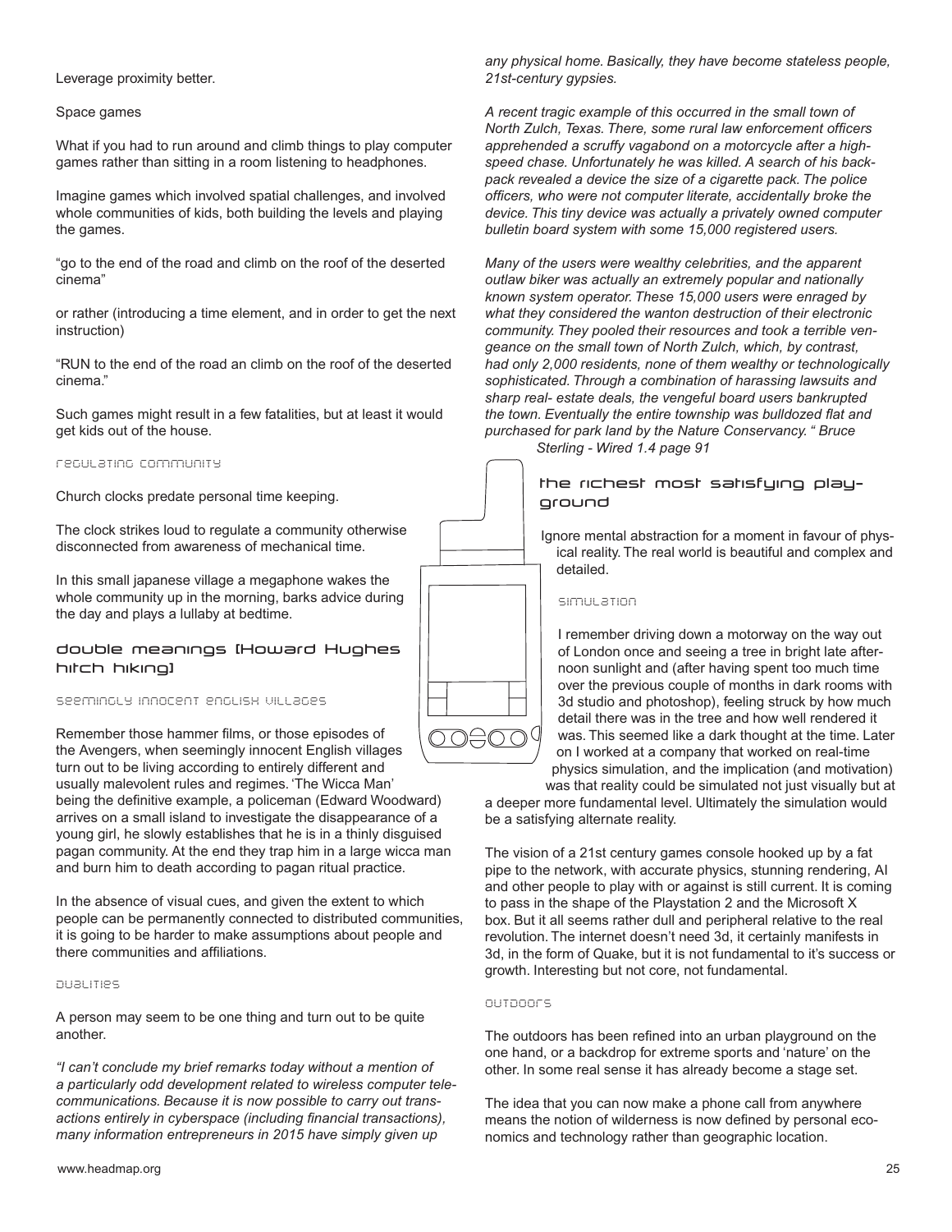Leverage proximity better.

Space games

What if you had to run around and climb things to play computer games rather than sitting in a room listening to headphones.

Imagine games which involved spatial challenges, and involved whole communities of kids, both building the levels and playing the games.

“go to the end of the road and climb on the roof of the deserted cinema”

or rather (introducing a time element, and in order to get the next instruction)

“RUN to the end of the road an climb on the roof of the deserted cinema.”

Such games might result in a few fatalities, but at least it would get kids out of the house.

#### regulating community

Church clocks predate personal time keeping.

The clock strikes loud to regulate a community otherwise disconnected from awareness of mechanical time.

In this small japanese village a megaphone wakes the whole community up in the morning, barks advice during the day and plays a lullaby at bedtime.

## double meanings [Howard Hughes hitch hiking]

#### seemingly innocent english villages

Remember those hammer films, or those episodes of the Avengers, when seemingly innocent English villages turn out to be living according to entirely different and usually malevolent rules and regimes. ‘The Wicca Man’ being the definitive example, a policeman (Edward Woodward) arrives on a small island to investigate the disappearance of a young girl, he slowly establishes that he is in a thinly disguised pagan community. At the end they trap him in a large wicca man and burn him to death according to pagan ritual practice.

In the absence of visual cues, and given the extent to which people can be permanently connected to distributed communities, it is going to be harder to make assumptions about people and there communities and affiliations.

#### dualities

A person may seem to be one thing and turn out to be quite another.

*“I can’t conclude my brief remarks today without a mention of a particularly odd development related to wireless computer telecommunications. Because it is now possible to carry out transactions entirely in cyberspace (including financial transactions), many information entrepreneurs in 2015 have simply given up any physical home. Basically, they have become stateless people, 21st-century gypsies.*

*A recent tragic example of this occurred in the small town of North Zulch, Texas. There, some rural law enforcement officers apprehended a scruffy vagabond on a motorcycle after a high-speed chase. Unfortunately he was killed. A search of his backpack revealed a device the size of a cigarette pack. The police officers, who were not computer literate, accidentally broke the device. This tiny device was actually a privately owned computer bulletin board system with some 15,000 registered users.*

*Many of the users were wealthy celebrities, and the apparent outlaw biker was actually an extremely popular and nationally known system operator. These 15,000 users were enraged by what they considered the wanton destruction of their electronic community. They pooled their resources and took a terrible vengeance on the small town of North Zulch, which, by contrast, had only 2,000 residents, none of them wealthy or technologically sophisticated. Through a combination of harassing lawsuits and sharp real- estate deals, the vengeful board users bankrupted the town. Eventually the entire township was bulldozed flat and purchased for park land by the Nature Conservancy. “ Bruce Sterling - Wired 1.4 page 91*

## the richest most satisfying playground

Ignore mental abstraction for a moment in favour of physical reality. The real world is beautiful and complex and detailed.

#### simulation

I remember driving down a motorway on the way out of London once and seeing a tree in bright late afternoon sunlight and (after having spent too much time over the previous couple of months in dark rooms with 3d studio and photoshop), feeling struck by how much detail there was in the tree and how well rendered it was. This seemed like a dark thought at the time. Later on I worked at a company that worked on real-time physics simulation, and the implication (and motivation) was that reality could be simulated not just visually but at a deeper more fundamental level. Ultimately the simulation would be a satisfying alternate reality.

The vision of a 21st century games console hooked up by a fat pipe to the network, with accurate physics, stunning rendering, AI and other people to play with or against is still current. It is coming to pass in the shape of the Playstation 2 and the Microsoft X box. But it all seems rather dull and peripheral relative to the real revolution. The internet doesn’t need 3d, it certainly manifests in 3d, in the form of Quake, but it is not fundamental to it’s success or growth. Interesting but not core, not fundamental.

#### outdoors

The outdoors has been refined into an urban playground on the one hand, or a backdrop for extreme sports and ‘nature’ on the other. In some real sense it has already become a stage set.

The idea that you can now make a phone call from anywhere means the notion of wilderness is now defined by personal economics and technology rather than geographic location.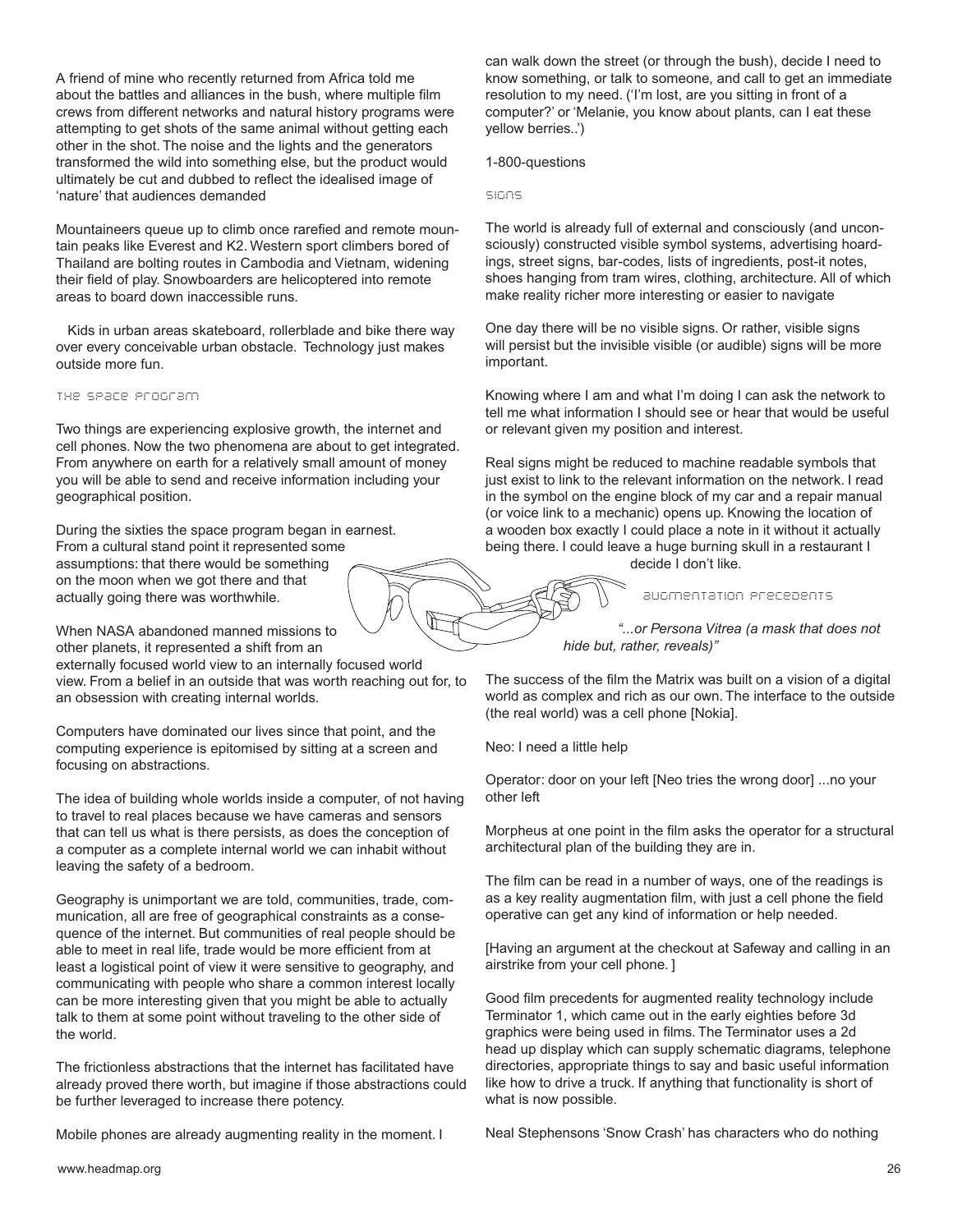A friend of mine who recently returned from Africa told me about the battles and alliances in the bush, where multiple film crews from different networks and natural history programs were attempting to get shots of the same animal without getting each other in the shot. The noise and the lights and the generators transformed the wild into something else, but the product would ultimately be cut and dubbed to reflect the idealised image of 'nature' that audiences demanded

Mountaineers queue up to climb once rarefied and remote mountain peaks like Everest and K2. Western sport climbers bored of Thailand are bolting routes in Cambodia and Vietnam, widening their field of play. Snowboarders are helicoptered into remote areas to board down inaccessible runs.

Kids in urban areas skateboard, rollerblade and bike there way over every conceivable urban obstacle. Technology just makes outside more fun.

## the space program

Two things are experiencing explosive growth, the internet and cell phones. Now the two phenomena are about to get integrated. From anywhere on earth for a relatively small amount of money you will be able to send and receive information including your geographical position.

During the sixties the space program began in earnest. From a cultural stand point it represented some assumptions: that there would be something on the moon when we got there and that actually going there was worthwhile.

When NASA abandoned manned missions to other planets, it represented a shift from an externally focused world view to an internally focused world view. From a belief in an outside that was worth reaching out for, to an obsession with creating internal worlds.

Computers have dominated our lives since that point, and the computing experience is epitomised by sitting at a screen and focusing on abstractions.

The idea of building whole worlds inside a computer, of not having to travel to real places because we have cameras and sensors that can tell us what is there persists, as does the conception of a computer as a complete internal world we can inhabit without leaving the safety of a bedroom.

Geography is unimportant we are told, communities, trade, communication, all are free of geographical constraints as a consequence of the internet. But communities of real people should be able to meet in real life, trade would be more efficient from at least a logistical point of view it were sensitive to geography, and communicating with people who share a common interest locally can be more interesting given that you might be able to actually talk to them at some point without traveling to the other side of the world.

The frictionless abstractions that the internet has facilitated have already proved there worth, but imagine if those abstractions could be further leveraged to increase there potency.

Mobile phones are already augmenting reality in the moment. I can walk down the street (or through the bush), decide I need to know something, or talk to someone, and call to get an immediate resolution to my need. ('I'm lost, are you sitting in front of a computer?' or 'Melanie, you know about plants, can I eat these yellow berries..')

1-800-questions

## signs

The world is already full of external and consciously (and unconsciously) constructed visible symbol systems, advertising hoardings, street signs, bar-codes, lists of ingredients, post-it notes, shoes hanging from tram wires, clothing, architecture. All of which make reality richer more interesting or easier to navigate

One day there will be no visible signs. Or rather, visible signs will persist but the invisible visible (or audible) signs will be more important.

Knowing where I am and what I'm doing I can ask the network to tell me what information I should see or hear that would be useful or relevant given my position and interest.

Real signs might be reduced to machine readable symbols that just exist to link to the relevant information on the network. I read in the symbol on the engine block of my car and a repair manual (or voice link to a mechanic) opens up. Knowing the location of a wooden box exactly I could place a note in it without it actually being there. I could leave a huge burning skull in a restaurant I decide I don't like.

## augmentation precedents

*"...or Persona Vitrea (a mask that does not hide but, rather, reveals)"*

The success of the film the Matrix was built on a vision of a digital world as complex and rich as our own. The interface to the outside (the real world) was a cell phone [Nokia].

Neo: I need a little help

Operator: door on your left [Neo tries the wrong door] ...no your other left

Morpheus at one point in the film asks the operator for a structural architectural plan of the building they are in.

The film can be read in a number of ways, one of the readings is as a key reality augmentation film, with just a cell phone the field operative can get any kind of information or help needed.

[Having an argument at the checkout at Safeway and calling in an airstrike from your cell phone. ]

Good film precedents for augmented reality technology include Terminator 1, which came out in the early eighties before 3d graphics were being used in films. The Terminator uses a 2d head up display which can supply schematic diagrams, telephone directories, appropriate things to say and basic useful information like how to drive a truck. If anything that functionality is short of what is now possible.

Neal Stephensons 'Snow Crash' has characters who do nothing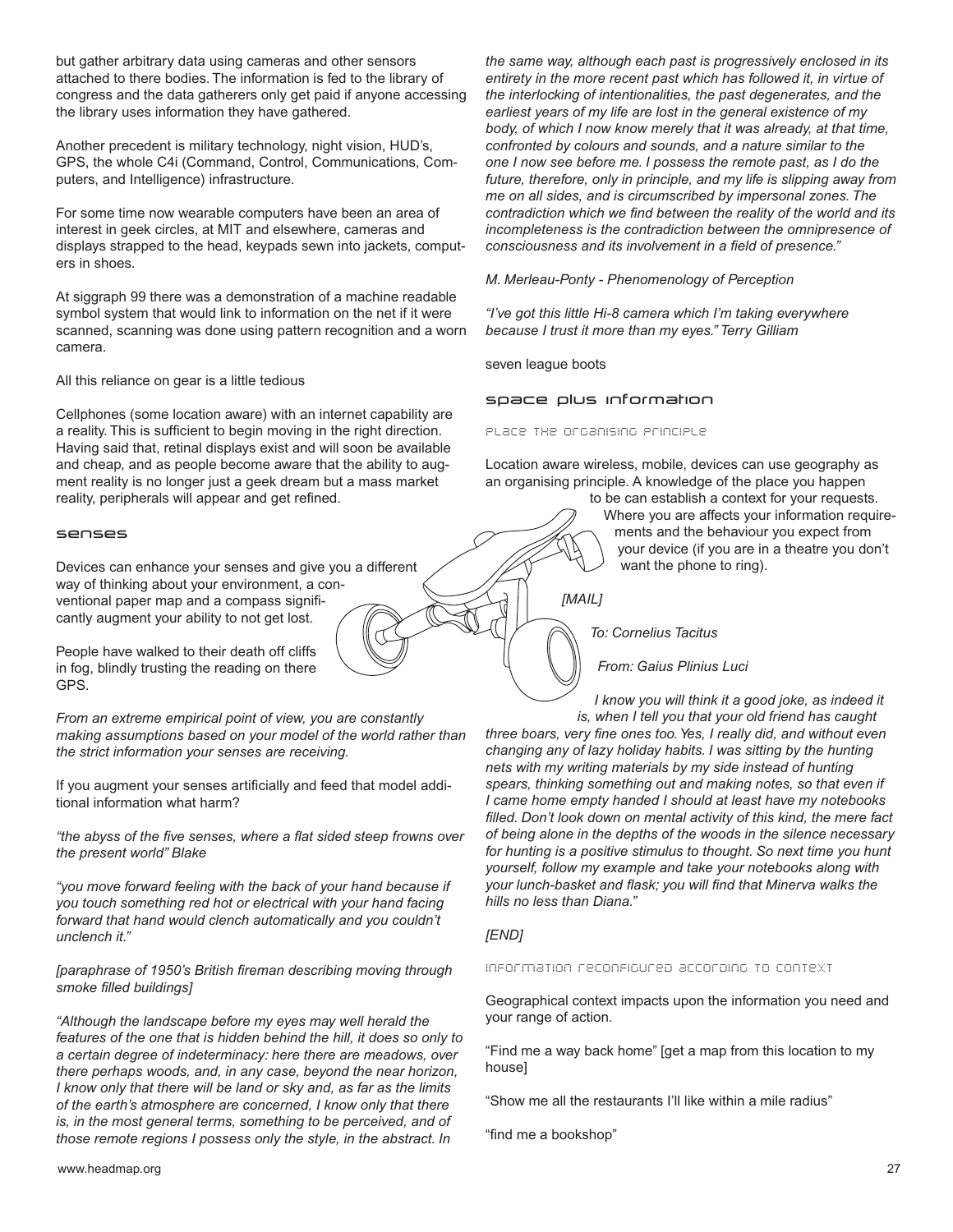but gather arbitrary data using cameras and other sensors attached to there bodies. The information is fed to the library of congress and the data gatherers only get paid if anyone accessing the library uses information they have gathered.

Another precedent is military technology, night vision, HUD's, GPS, the whole C4i (Command, Control, Communications, Computers, and Intelligence) infrastructure.

For some time now wearable computers have been an area of interest in geek circles, at MIT and elsewhere, cameras and displays strapped to the head, keypads sewn into jackets, computers in shoes.

At siggraph 99 there was a demonstration of a machine readable symbol system that would link to information on the net if it were scanned, scanning was done using pattern recognition and a worn camera.

All this reliance on gear is a little tedious

Cellphones (some location aware) with an internet capability are a reality. This is sufficient to begin moving in the right direction. Having said that, retinal displays exist and will soon be available and cheap, and as people become aware that the ability to augment reality is no longer just a geek dream but a mass market reality, peripherals will appear and get refined.

## senses

Devices can enhance your senses and give you a different way of thinking about your environment, a conventional paper map and a compass significantly augment your ability to not get lost.

People have walked to their death off cliffs in fog, blindly trusting the reading on there GPS.

*From an extreme empirical point of view, you are constantly making assumptions based on your model of the world rather than the strict information your senses are receiving.*

If you augment your senses artificially and feed that model additional information what harm?

*"the abyss of the five senses, where a flat sided steep frowns over the present world" Blake*

*"you move forward feeling with the back of your hand because if you touch something red hot or electrical with your hand facing forward that hand would clench automatically and you couldn't unclench it."*

*[paraphrase of 1950's British fireman describing moving through smoke filled buildings]*

*"Although the landscape before my eyes may well herald the features of the one that is hidden behind the hill, it does so only to a certain degree of indeterminacy: here there are meadows, over there perhaps woods, and, in any case, beyond the near horizon, I know only that there will be land or sky and, as far as the limits of the earth's atmosphere are concerned, I know only that there is, in the most general terms, something to be perceived, and of those remote regions I possess only the style, in the abstract. In the same way, although each past is progressively enclosed in its entirety in the more recent past which has followed it, in virtue of the interlocking of intentionalities, the past degenerates, and the earliest years of my life are lost in the general existence of my body, of which I now know merely that it was already, at that time, confronted by colours and sounds, and a nature similar to the one I now see before me. I possess the remote past, as I do the future, therefore, only in principle, and my life is slipping away from me on all sides, and is circumscribed by impersonal zones. The contradiction which we find between the reality of the world and its incompleteness is the contradiction between the omnipresence of consciousness and its involvement in a field of presence."*

*M. Merleau-Ponty - Phenomenology of Perception*

*"I've got this little Hi-8 camera which I'm taking everywhere because I trust it more than my eyes." Terry Gilliam*

seven league boots

## space plus information

### place the organising principle

Location aware wireless, mobile, devices can use geography as an organising principle. A knowledge of the place you happen to be can establish a context for your requests. Where you are affects your information requirements and the behaviour you expect from your device (if you are in a theatre you don't want the phone to ring).

*[MAIL]*

*To: Cornelius Tacitus*

*From: Gaius Plinius Luci*

*I know you will think it a good joke, as indeed it is, when I tell you that your old friend has caught three boars, very fine ones too. Yes, I really did, and without even changing any of lazy holiday habits. I was sitting by the hunting nets with my writing materials by my side instead of hunting spears, thinking something out and making notes, so that even if I came home empty handed I should at least have my notebooks filled. Don't look down on mental activity of this kind, the mere fact of being alone in the depths of the woods in the silence necessary for hunting is a positive stimulus to thought. So next time you hunt yourself, follow my example and take your notebooks along with your lunch-basket and flask; you will find that Minerva walks the hills no less than Diana."*

*[END]*

### information reconfigured according to context

Geographical context impacts upon the information you need and your range of action.

"Find me a way back home" [get a map from this location to my house]

"Show me all the restaurants I'll like within a mile radius"

"find me a bookshop"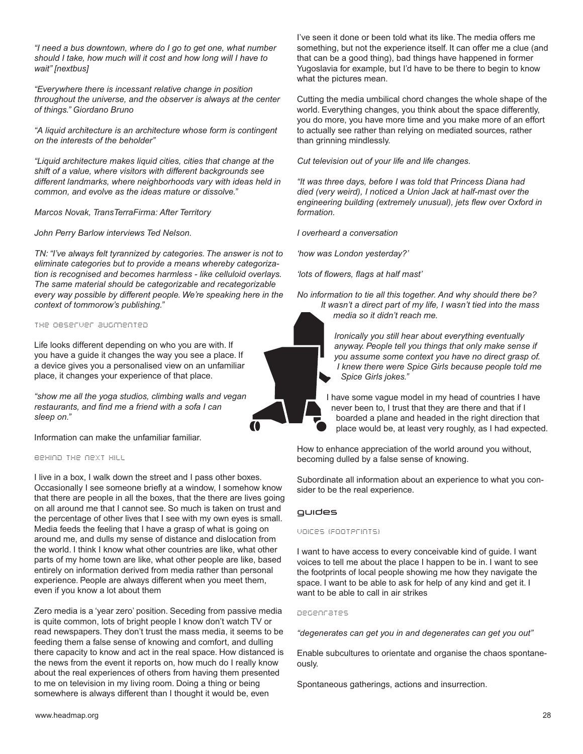*"I need a bus downtown, where do I go to get one, what number should I take, how much will it cost and how long will I have to wait" [nextbus]*

*"Everywhere there is incessant relative change in position throughout the universe, and the observer is always at the center of things." Giordano Bruno*

*"A liquid architecture is an architecture whose form is contingent on the interests of the beholder"*

*"Liquid architecture makes liquid cities, cities that change at the shift of a value, where visitors with different backgrounds see different landmarks, where neighborhoods vary with ideas held in common, and evolve as the ideas mature or dissolve."*

*Marcos Novak, TransTerraFirma: After Territory*

*John Perry Barlow interviews Ted Nelson.*

*TN: "I've always felt tyrannized by categories. The answer is not to eliminate categories but to provide a means whereby categorization is recognised and becomes harmless - like celluloid overlays. The same material should be categorizable and recategorizable every way possible by different people. We're speaking here in the context of tommorow's publishing."*

#### the observer augmented

Life looks different depending on who you are with. If you have a guide it changes the way you see a place. If a device gives you a personalised view on an unfamiliar place, it changes your experience of that place.

*"show me all the yoga studios, climbing walls and vegan restaurants, and find me a friend with a sofa I can sleep on."*

Information can make the unfamiliar familiar.

#### behind the next hill

I live in a box, I walk down the street and I pass other boxes. Occasionally I see someone briefly at a window, I somehow know that there are people in all the boxes, that the there are lives going on all around me that I cannot see. So much is taken on trust and the percentage of other lives that I see with my own eyes is small. Media feeds the feeling that I have a grasp of what is going on around me, and dulls my sense of distance and dislocation from the world. I think I know what other countries are like, what other parts of my home town are like, what other people are like, based entirely on information derived from media rather than personal experience. People are always different when you meet them, even if you know a lot about them

Zero media is a 'year zero' position. Seceding from passive media is quite common, lots of bright people I know don't watch TV or read newspapers. They don't trust the mass media, it seems to be feeding them a false sense of knowing and comfort, and dulling there capacity to know and act in the real space. How distanced is the news from the event it reports on, how much do I really know about the real experiences of others from having them presented to me on television in my living room. Doing a thing or being somewhere is always different than I thought it would be, even I've seen it done or been told what its like. The media offers me something, but not the experience itself. It can offer me a clue (and that can be a good thing), bad things have happened in former Yugoslavia for example, but I'd have to be there to begin to know what the pictures mean.

Cutting the media umbilical chord changes the whole shape of the world. Everything changes, you think about the space differently, you do more, you have more time and you make more of an effort to actually see rather than relying on mediated sources, rather than grinning mindlessly.

*Cut television out of your life and life changes.*

*"It was three days, before I was told that Princess Diana had died (very weird), I noticed a Union Jack at half-mast over the engineering building (extremely unusual), jets flew over Oxford in formation.*

*I overheard a conversation*

*'how was London yesterday?'*

*'lots of flowers, flags at half mast'*

*No information to tie all this together. And why should there be? It wasn't a direct part of my life, I wasn't tied into the mass media so it didn't reach me.*

*Ironically you still hear about everything eventually anyway. People tell you things that only make sense if you assume some context you have no direct grasp of. I knew there were Spice Girls because people told me Spice Girls jokes."*

I have some vague model in my head of countries I have never been to, I trust that they are there and that if I boarded a plane and headed in the right direction that place would be, at least very roughly, as I had expected.

How to enhance appreciation of the world around you without, becoming dulled by a false sense of knowing.

Subordinate all information about an experience to what you consider to be the real experience.

### guides

#### voices (footprints)

I want to have access to every conceivable kind of guide. I want voices to tell me about the place I happen to be in. I want to see the footprints of local people showing me how they navigate the space. I want to be able to ask for help of any kind and get it. I want to be able to call in air strikes

#### degenrates

*"degenerates can get you in and degenerates can get you out"*

Enable subcultures to orientate and organise the chaos spontaneously.

Spontaneous gatherings, actions and insurrection.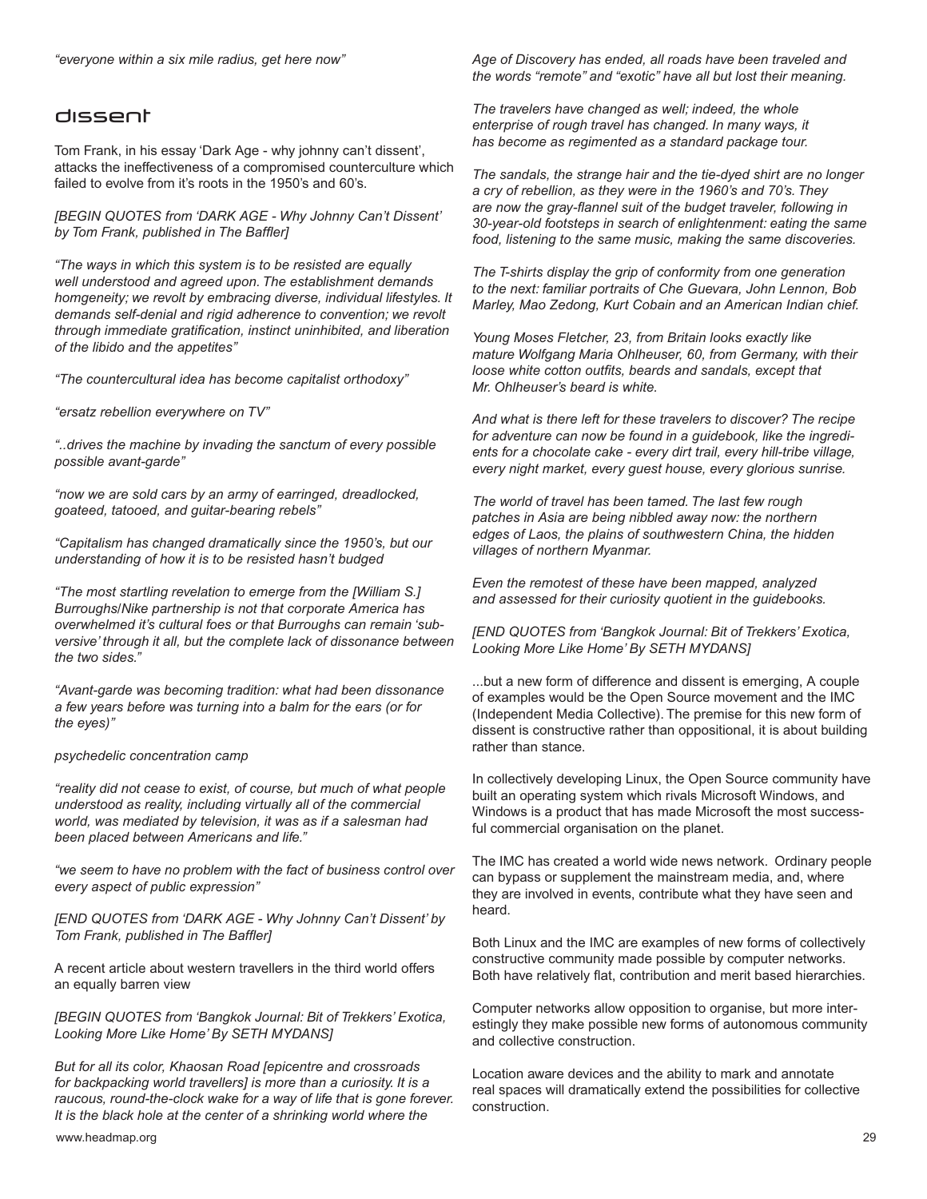*"everyone within a six mile radius, get here now"*

## dissent

Tom Frank, in his essay 'Dark Age - why johnny can't dissent', attacks the ineffectiveness of a compromised counterculture which failed to evolve from it's roots in the 1950's and 60's.

*[BEGIN QUOTES from 'DARK AGE - Why Johnny Can't Dissent' by Tom Frank, published in The Baffler]*

*"The ways in which this system is to be resisted are equally well understood and agreed upon. The establishment demands homgeneity; we revolt by embracing diverse, individual lifestyles. It demands self-denial and rigid adherence to convention; we revolt through immediate gratification, instinct uninhibited, and liberation of the libido and the appetites"*

*"The countercultural idea has become capitalist orthodoxy"*

*"ersatz rebellion everywhere on TV"*

*"..drives the machine by invading the sanctum of every possible possible avant-garde"*

*"now we are sold cars by an army of earringed, dreadlocked, goateed, tatooed, and guitar-bearing rebels"*

*"Capitalism has changed dramatically since the 1950's, but our understanding of how it is to be resisted hasn't budged*

*"The most startling revelation to emerge from the [William S.] Burroughs/Nike partnership is not that corporate America has overwhelmed it's cultural foes or that Burroughs can remain 'subversive' through it all, but the complete lack of dissonance between the two sides."*

*"Avant-garde was becoming tradition: what had been dissonance a few years before was turning into a balm for the ears (or for the eyes)"*

*psychedelic concentration camp*

*"reality did not cease to exist, of course, but much of what people understood as reality, including virtually all of the commercial world, was mediated by television, it was as if a salesman had been placed between Americans and life."*

*"we seem to have no problem with the fact of business control over every aspect of public expression"*

*[END QUOTES from 'DARK AGE - Why Johnny Can't Dissent' by Tom Frank, published in The Baffler]*

A recent article about western travellers in the third world offers an equally barren view

*[BEGIN QUOTES from 'Bangkok Journal: Bit of Trekkers' Exotica, Looking More Like Home' By SETH MYDANS]*

*But for all its color, Khaosan Road [epicentre and crossroads for backpacking world travellers] is more than a curiosity. It is a raucous, round-the-clock wake for a way of life that is gone forever. It is the black hole at the center of a shrinking world where the Age of Discovery has ended, all roads have been traveled and the words "remote" and "exotic" have all but lost their meaning.*

*The travelers have changed as well; indeed, the whole enterprise of rough travel has changed. In many ways, it has become as regimented as a standard package tour.*

*The sandals, the strange hair and the tie-dyed shirt are no longer a cry of rebellion, as they were in the 1960's and 70's. They are now the gray-flannel suit of the budget traveler, following in 30-year-old footsteps in search of enlightenment: eating the same food, listening to the same music, making the same discoveries.*

*The T-shirts display the grip of conformity from one generation to the next: familiar portraits of Che Guevara, John Lennon, Bob Marley, Mao Zedong, Kurt Cobain and an American Indian chief.*

*Young Moses Fletcher, 23, from Britain looks exactly like mature Wolfgang Maria Ohlheuser, 60, from Germany, with their loose white cotton outfits, beards and sandals, except that Mr. Ohlheuser's beard is white.*

*And what is there left for these travelers to discover? The recipe for adventure can now be found in a guidebook, like the ingredients for a chocolate cake - every dirt trail, every hill-tribe village, every night market, every guest house, every glorious sunrise.*

*The world of travel has been tamed. The last few rough patches in Asia are being nibbled away now: the northern edges of Laos, the plains of southwestern China, the hidden villages of northern Myanmar.*

*Even the remotest of these have been mapped, analyzed and assessed for their curiosity quotient in the guidebooks.*

*[END QUOTES from 'Bangkok Journal: Bit of Trekkers' Exotica, Looking More Like Home' By SETH MYDANS]*

...but a new form of difference and dissent is emerging, A couple of examples would be the Open Source movement and the IMC (Independent Media Collective). The premise for this new form of dissent is constructive rather than oppositional, it is about building rather than stance.

In collectively developing Linux, the Open Source community have built an operating system which rivals Microsoft Windows, and Windows is a product that has made Microsoft the most successful commercial organisation on the planet.

The IMC has created a world wide news network. Ordinary people can bypass or supplement the mainstream media, and, where they are involved in events, contribute what they have seen and heard.

Both Linux and the IMC are examples of new forms of collectively constructive community made possible by computer networks. Both have relatively flat, contribution and merit based hierarchies.

Computer networks allow opposition to organise, but more interestingly they make possible new forms of autonomous community and collective construction.

Location aware devices and the ability to mark and annotate real spaces will dramatically extend the possibilities for collective construction.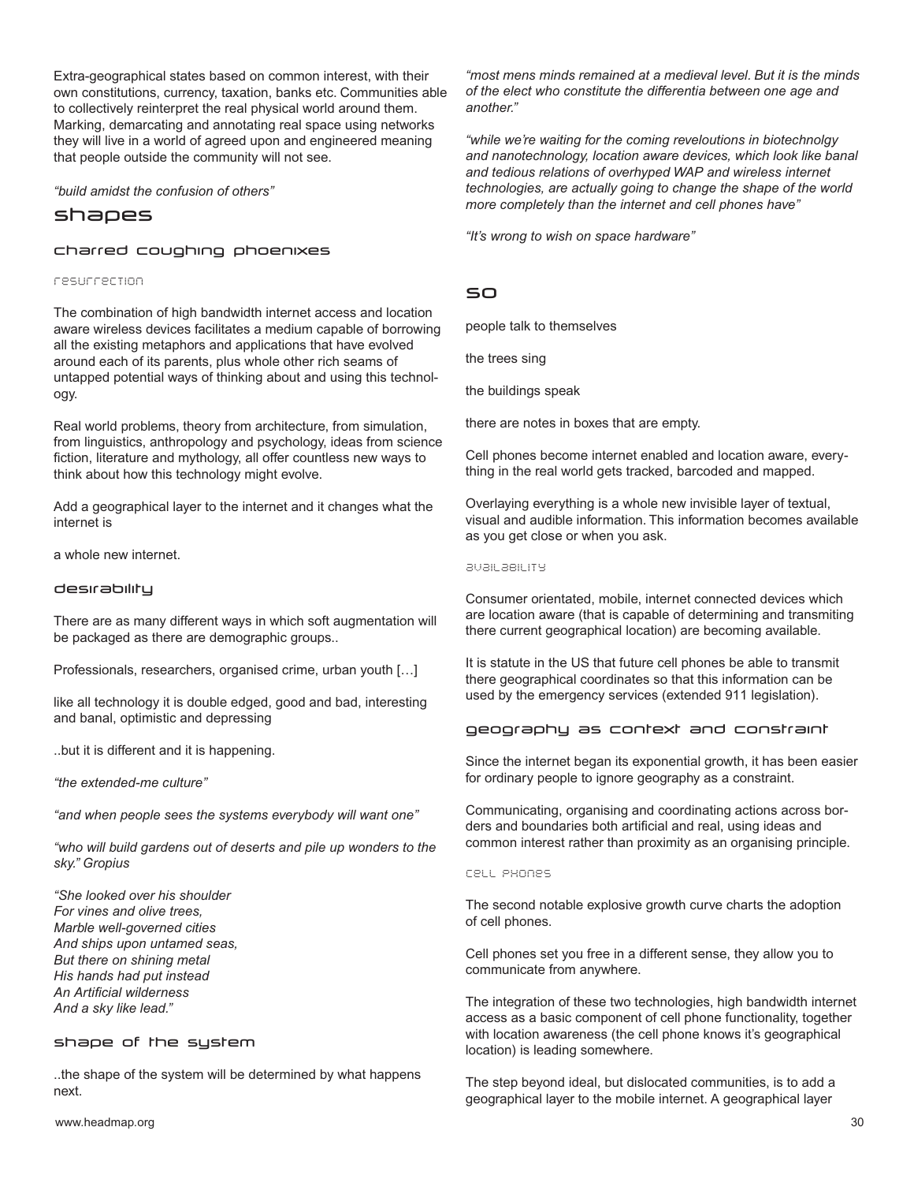Extra-geographical states based on common interest, with their own constitutions, currency, taxation, banks etc. Communities able to collectively reinterpret the real physical world around them. Marking, demarcating and annotating real space using networks they will live in a world of agreed upon and engineered meaning that people outside the community will not see.

*"build amidst the confusion of others"*

# shapes

## charred coughing phoenixes

### resurrection

The combination of high bandwidth internet access and location aware wireless devices facilitates a medium capable of borrowing all the existing metaphors and applications that have evolved around each of its parents, plus whole other rich seams of untapped potential ways of thinking about and using this technology.

Real world problems, theory from architecture, from simulation, from linguistics, anthropology and psychology, ideas from science fiction, literature and mythology, all offer countless new ways to think about how this technology might evolve.

Add a geographical layer to the internet and it changes what the internet is

a whole new internet.

## desirability

There are as many different ways in which soft augmentation will be packaged as there are demographic groups..

Professionals, researchers, organised crime, urban youth […]

like all technology it is double edged, good and bad, interesting and banal, optimistic and depressing

..but it is different and it is happening.

*"the extended-me culture"*

*"and when people sees the systems everybody will want one"*

*"who will build gardens out of deserts and pile up wonders to the sky." Gropius*

*"She looked over his shoulder*
*For vines and olive trees,*
*Marble well-governed cities*
*And ships upon untamed seas,*
*But there on shining metal*
*His hands had put instead*
*An Artificial wilderness*
*And a sky like lead."*

## shape of the system

..the shape of the system will be determined by what happens next.

*"most mens minds remained at a medieval level. But it is the minds of the elect who constitute the differentia between one age and another."*

*"while we're waiting for the coming reveloutions in biotechnolgy and nanotechnology, location aware devices, which look like banal and tedious relations of overhyped WAP and wireless internet technologies, are actually going to change the shape of the world more completely than the internet and cell phones have"*

*"It's wrong to wish on space hardware"*

# so

people talk to themselves

the trees sing

the buildings speak

there are notes in boxes that are empty.

Cell phones become internet enabled and location aware, everything in the real world gets tracked, barcoded and mapped.

Overlaying everything is a whole new invisible layer of textual, visual and audible information. This information becomes available as you get close or when you ask.

### availability

Consumer orientated, mobile, internet connected devices which are location aware (that is capable of determining and transmiting there current geographical location) are becoming available.

It is statute in the US that future cell phones be able to transmit there geographical coordinates so that this information can be used by the emergency services (extended 911 legislation).

## geography as context and constraint

Since the internet began its exponential growth, it has been easier for ordinary people to ignore geography as a constraint.

Communicating, organising and coordinating actions across borders and boundaries both artificial and real, using ideas and common interest rather than proximity as an organising principle.

### cell phones

The second notable explosive growth curve charts the adoption of cell phones.

Cell phones set you free in a different sense, they allow you to communicate from anywhere.

The integration of these two technologies, high bandwidth internet access as a basic component of cell phone functionality, together with location awareness (the cell phone knows it's geographical location) is leading somewhere.

The step beyond ideal, but dislocated communities, is to add a geographical layer to the mobile internet. A geographical layer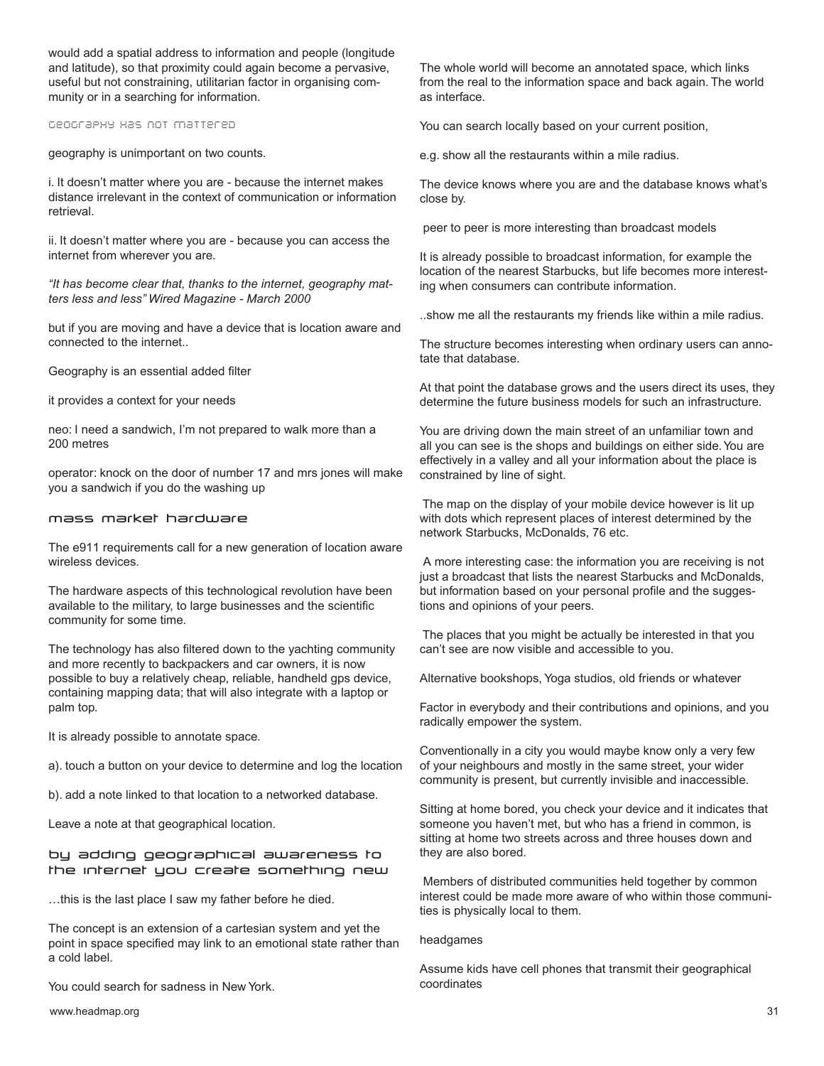would add a spatial address to information and people (longitude and latitude), so that proximity could again become a pervasive, useful but not constraining, utilitarian factor in organising community or in a searching for information.

### geography has not mattered

geography is unimportant on two counts.

i. It doesn't matter where you are - because the internet makes distance irrelevant in the context of communication or information retrieval.

ii. It doesn't matter where you are - because you can access the internet from wherever you are.

*"It has become clear that, thanks to the internet, geography matters less and less" Wired Magazine - March 2000*

but if you are moving and have a device that is location aware and connected to the internet..

Geography is an essential added filter

it provides a context for your needs

neo: I need a sandwich, I'm not prepared to walk more than a 200 metres

operator: knock on the door of number 17 and mrs jones will make you a sandwich if you do the washing up

### mass market hardware

The e911 requirements call for a new generation of location aware wireless devices.

The hardware aspects of this technological revolution have been available to the military, to large businesses and the scientific community for some time.

The technology has also filtered down to the yachting community and more recently to backpackers and car owners, it is now possible to buy a relatively cheap, reliable, handheld gps device, containing mapping data; that will also integrate with a laptop or palm top.

It is already possible to annotate space.

a). touch a button on your device to determine and log the location

b). add a note linked to that location to a networked database.

Leave a note at that geographical location.

### by adding geographical awareness to the internet you create something new

…this is the last place I saw my father before he died.

The concept is an extension of a cartesian system and yet the point in space specified may link to an emotional state rather than a cold label.

You could search for sadness in New York.

The whole world will become an annotated space, which links from the real to the information space and back again. The world as interface.

You can search locally based on your current position,

e.g. show all the restaurants within a mile radius.

The device knows where you are and the database knows what's close by.

peer to peer is more interesting than broadcast models

It is already possible to broadcast information, for example the location of the nearest Starbucks, but life becomes more interesting when consumers can contribute information.

..show me all the restaurants my friends like within a mile radius.

The structure becomes interesting when ordinary users can annotate that database.

At that point the database grows and the users direct its uses, they determine the future business models for such an infrastructure.

You are driving down the main street of an unfamiliar town and all you can see is the shops and buildings on either side. You are effectively in a valley and all your information about the place is constrained by line of sight.

The map on the display of your mobile device however is lit up with dots which represent places of interest determined by the network Starbucks, McDonalds, 76 etc.

A more interesting case: the information you are receiving is not just a broadcast that lists the nearest Starbucks and McDonalds, but information based on your personal profile and the suggestions and opinions of your peers.

The places that you might be actually be interested in that you can't see are now visible and accessible to you.

Alternative bookshops, Yoga studios, old friends or whatever

Factor in everybody and their contributions and opinions, and you radically empower the system.

Conventionally in a city you would maybe know only a very few of your neighbours and mostly in the same street, your wider community is present, but currently invisible and inaccessible.

Sitting at home bored, you check your device and it indicates that someone you haven't met, but who has a friend in common, is sitting at home two streets across and three houses down and they are also bored.

Members of distributed communities held together by common interest could be made more aware of who within those communities is physically local to them.

headgames

Assume kids have cell phones that transmit their geographical coordinates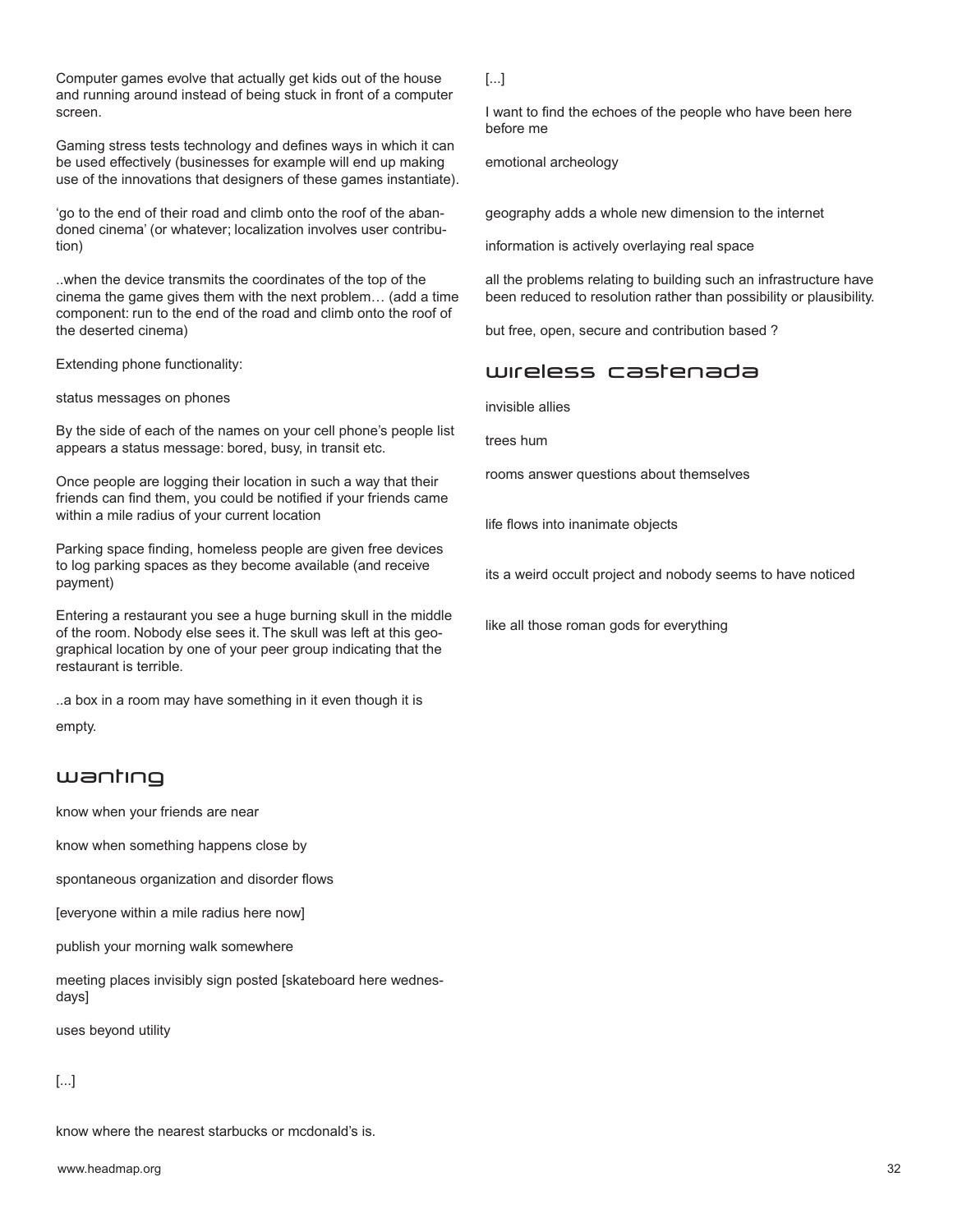Computer games evolve that actually get kids out of the house and running around instead of being stuck in front of a computer screen.

Gaming stress tests technology and defines ways in which it can be used effectively (businesses for example will end up making use of the innovations that designers of these games instantiate).

'go to the end of their road and climb onto the roof of the abandoned cinema' (or whatever; localization involves user contribution)

..when the device transmits the coordinates of the top of the cinema the game gives them with the next problem… (add a time component: run to the end of the road and climb onto the roof of the deserted cinema)

Extending phone functionality:

status messages on phones

By the side of each of the names on your cell phone's people list appears a status message: bored, busy, in transit etc.

Once people are logging their location in such a way that their friends can find them, you could be notified if your friends came within a mile radius of your current location

Parking space finding, homeless people are given free devices to log parking spaces as they become available (and receive payment)

Entering a restaurant you see a huge burning skull in the middle of the room. Nobody else sees it. The skull was left at this geographical location by one of your peer group indicating that the restaurant is terrible.

..a box in a room may have something in it even though it is empty.

## wanting

know when your friends are near

know when something happens close by

spontaneous organization and disorder flows

[everyone within a mile radius here now]

publish your morning walk somewhere

meeting places invisibly sign posted [skateboard here wednesdays]

uses beyond utility

[...]

know where the nearest starbucks or mcdonald's is.

[...]

I want to find the echoes of the people who have been here before me

emotional archeology

geography adds a whole new dimension to the internet

information is actively overlaying real space

all the problems relating to building such an infrastructure have been reduced to resolution rather than possibility or plausibility.

but free, open, secure and contribution based ?

## wireless castenada

invisible allies

trees hum

rooms answer questions about themselves

life flows into inanimate objects

its a weird occult project and nobody seems to have noticed

like all those roman gods for everything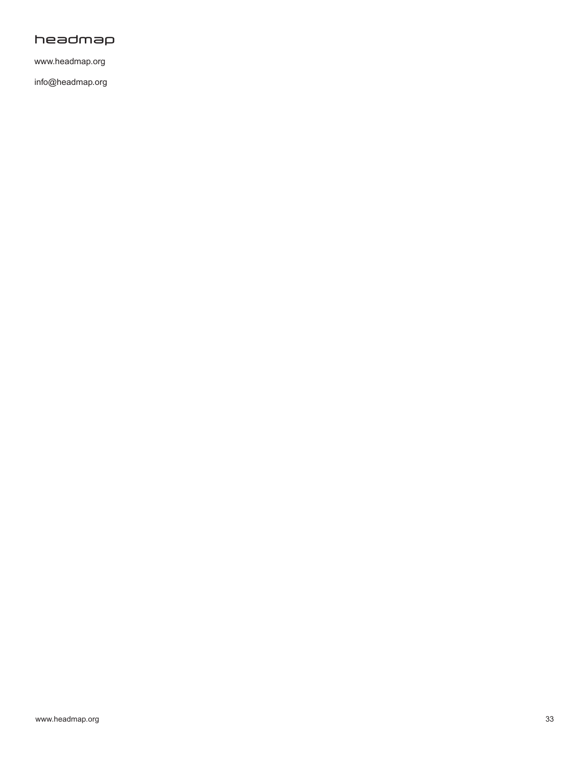# headmap

www.headmap.org

info@headmap.org